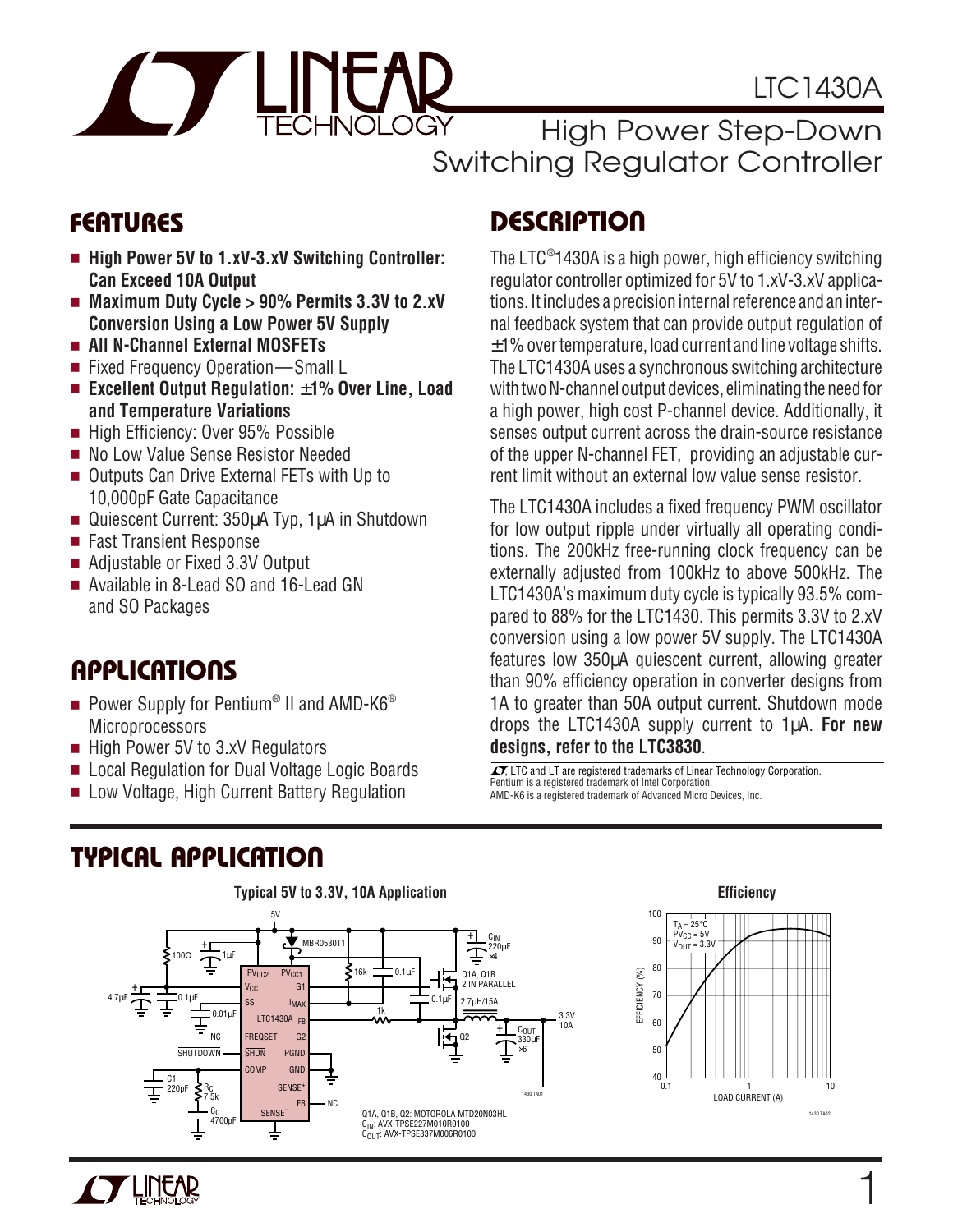# LTC1430A

## High Power Step-Down Switching Regulator Controller

## FEATURES

- **High Power 5V to 1.xV-3.xV Switching Controller: Can Exceed 10A Output**
- **Maximum Duty Cycle > 90% Permits 3.3V to 2.xV Conversion Using a Low Power 5V Supply**
- **All N-Channel External MOSFETs**
- Fixed Frequency Operation—Small L
- **Excellent Output Regulation: ±1% Over Line, Load and Temperature Variations**
- High Efficiency: Over 95% Possible
- No Low Value Sense Resistor Needed
- Outputs Can Drive External FETs with Up to 10,000pF Gate Capacitance
- Quiescent Current: 350µA Typ, 1µA in Shutdown
- Fast Transient Response
- Adjustable or Fixed 3.3V Output
- Available in 8-Lead SO and 16-Lead GN and SO Packages

## APPLICATIONS

- Power Supply for Pentium® II and AMD-K6® Microprocessors
- High Power 5V to 3.xV Regulators
- Local Regulation for Dual Voltage Logic Boards
- Low Voltage, High Current Battery Regulation

## DESCRIPTION

The LTC®1430A is a high power, high efficiency switching regulator controller optimized for 5V to 1.xV-3.xV applications. It includes a precision internal reference and an internal feedback system that can provide output regulation of ±1% over temperature, load current and line voltage shifts. The LTC1430A uses a synchronous switching architecture with two N-channel output devices, eliminating the need for a high power, high cost P-channel device. Additionally, it senses output current across the drain-source resistance of the upper N-channel FET, providing an adjustable current limit without an external low value sense resistor.

The LTC1430A includes a fixed frequency PWM oscillator for low output ripple under virtually all operating conditions. The 200kHz free-running clock frequency can be externally adjusted from 100kHz to above 500kHz. The LTC1430A's maximum duty cycle is typically 93.5% compared to 88% for the LTC1430. This permits 3.3V to 2.xV conversion using a low power 5V supply. The LTC1430A features low 350µA quiescent current, allowing greater than 90% efficiency operation in converter designs from 1A to greater than 50A output current. Shutdown mode drops the LTC1430A supply current to 1µA. **For new designs, refer to the LTC3830**.

LT, LTC and LT are registered trademarks of Linear Technology Corporation.
Pentium is a registered trademark of Intel Corporation.
AMD-K6 is a registered trademark of Advanced Micro Devices, Inc.

## TYPICAL APPLICATION

**Typical 5V to 3.3V, 10A Application**

Q1A, Q1B, Q2: MOTOROLA MTD20N03HL
$C_{IN}$: AVX-TPSE227M010R0100
$C_{OUT}$: AVX-TPSE337M006R0100

**Efficiency**

($T_A = 25°C$, $PV_{CC} = 5V$, $V_{OUT} = 3.3V$; EFFICIENCY (%) vs LOAD CURRENT (A))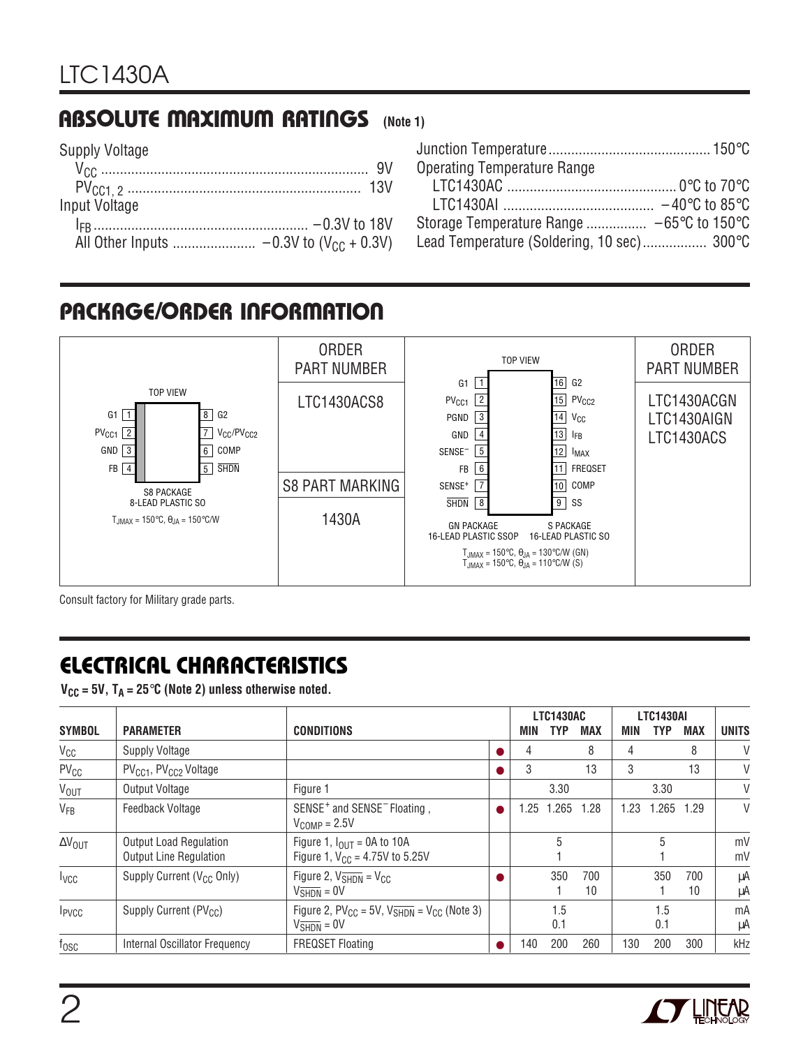## ABSOLUTE MAXIMUM RATINGS (Note 1)

Supply Voltage
- $V_{CC}$ .................................... 9V
- $PV_{CC1, 2}$ .................................... 13V

Input Voltage
- $I_{FB}$ .................................... −0.3V to 18V
- All Other Inputs .................... −0.3V to ($V_{CC}$ + 0.3V)

Junction Temperature .................................... 150°C

Operating Temperature Range
- LTC1430AC .................................... 0°C to 70°C
- LTC1430AI .................................... −40°C to 85°C

Storage Temperature Range .................... −65°C to 150°C

Lead Temperature (Soldering, 10 sec)................. 300°C

## PACKAGE/ORDER INFORMATION

S8 PACKAGE, 8-LEAD PLASTIC SO (TOP VIEW): 1 G1, 2 $PV_{CC1}$, 3 GND, 4 FB, 5 $\overline{SHDN}$, 6 COMP, 7 $V_{CC}/PV_{CC2}$, 8 G2

$T_{JMAX}$ = 150°C, $\theta_{JA}$ = 150°C/W

| ORDER PART NUMBER |
|---|
| LTC1430ACS8 |
| S8 PART MARKING |
| 1430A |

GN PACKAGE 16-LEAD PLASTIC SSOP / S PACKAGE 16-LEAD PLASTIC SO (TOP VIEW): 1 G1, 2 $PV_{CC1}$, 3 PGND, 4 GND, 5 $SENSE^-$, 6 FB, 7 $SENSE^+$, 8 $\overline{SHDN}$, 9 SS, 10 COMP, 11 FREQSET, 12 $I_{MAX}$, 13 $I_{FB}$, 14 $V_{CC}$, 15 $PV_{CC2}$, 16 G2

$T_{JMAX}$ = 150°C, $\theta_{JA}$ = 130°C/W (GN)
$T_{JMAX}$ = 150°C, $\theta_{JA}$ = 110°C/W (S)

| ORDER PART NUMBER |
|---|
| LTC1430ACGN |
| LTC1430AIGN |
| LTC1430ACS |

Consult factory for Military grade parts.

## ELECTRICAL CHARACTERISTICS

**$V_{CC}$ = 5V, $T_A$ = 25°C (Note 2) unless otherwise noted.**

| SYMBOL | PARAMETER | CONDITIONS | | LTC1430AC MIN | LTC1430AC TYP | LTC1430AC MAX | LTC1430AI MIN | LTC1430AI TYP | LTC1430AI MAX | UNITS |
|---|---|---|---|---|---|---|---|---|---|---|
| $V_{CC}$ | Supply Voltage | | ● | 4 | | 8 | 4 | | 8 | V |
| $PV_{CC}$ | $PV_{CC1}$, $PV_{CC2}$ Voltage | | ● | 3 | | 13 | 3 | | 13 | V |
| $V_{OUT}$ | Output Voltage | Figure 1 | | | 3.30 | | | 3.30 | | V |
| $V_{FB}$ | Feedback Voltage | $SENSE^+$ and $SENSE^-$ Floating, $V_{COMP}$ = 2.5V | ● | 1.25 | 1.265 | 1.28 | 1.23 | 1.265 | 1.29 | V |
| $\Delta V_{OUT}$ | Output Load Regulation<br>Output Line Regulation | Figure 1, $I_{OUT}$ = 0A to 10A<br>Figure 1, $V_{CC}$ = 4.75V to 5.25V | | | 5<br>1 | | | 5<br>1 | | mV<br>mV |
| $I_{VCC}$ | Supply Current ($V_{CC}$ Only) | Figure 2, $V_{\overline{SHDN}} = V_{CC}$<br>$V_{\overline{SHDN}}$ = 0V | ● | | 350<br>1 | 700<br>10 | | 350<br>1 | 700<br>10 | µA<br>µA |
| $I_{PVCC}$ | Supply Current ($PV_{CC}$) | Figure 2, $PV_{CC}$ = 5V, $V_{\overline{SHDN}} = V_{CC}$ (Note 3)<br>$V_{\overline{SHDN}}$ = 0V | | | 1.5<br>0.1 | | | 1.5<br>0.1 | | mA<br>µA |
| $f_{OSC}$ | Internal Oscillator Frequency | FREQSET Floating | ● | 140 | 200 | 260 | 130 | 200 | 300 | kHz |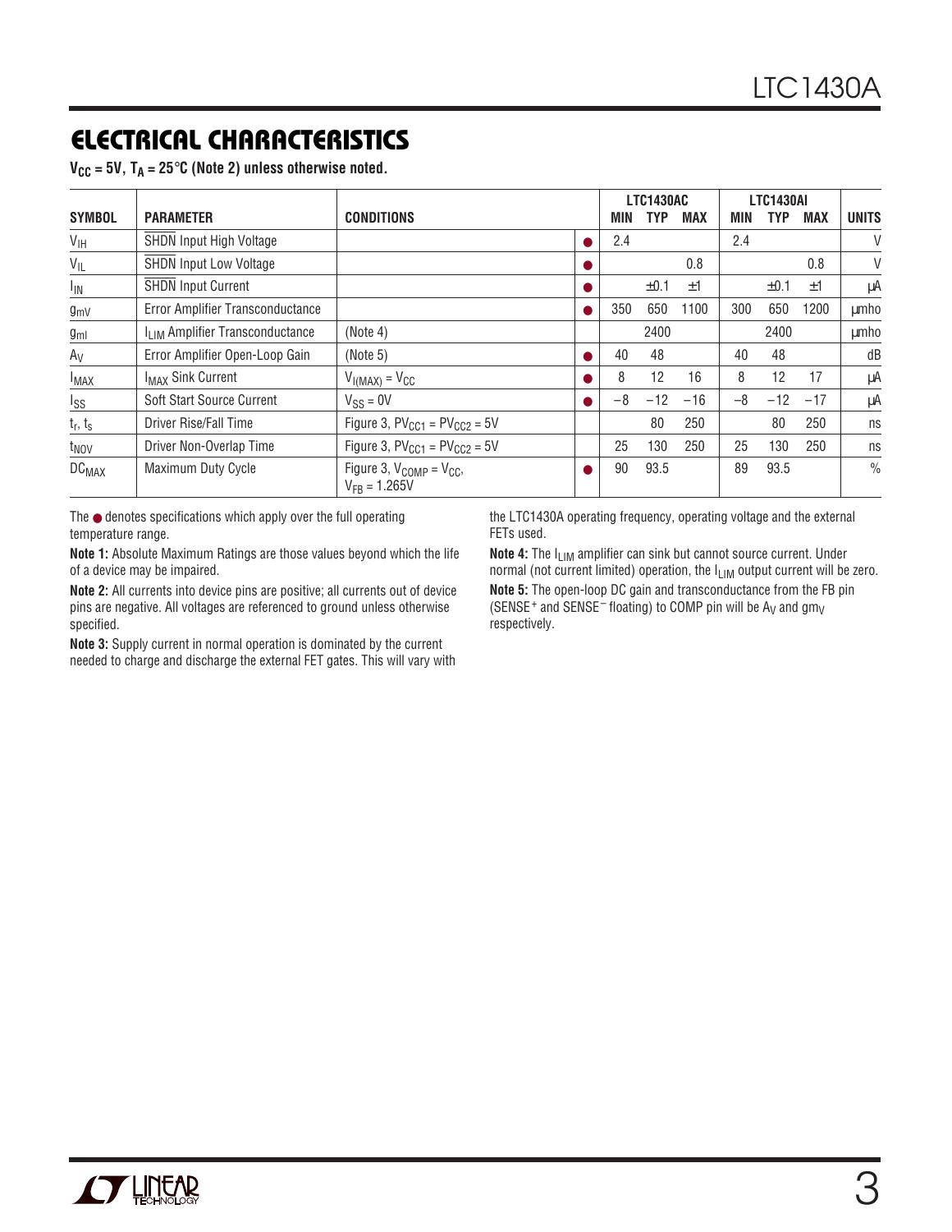## ELECTRICAL CHARACTERISTICS

**$V_{CC}$ = 5V, $T_A$ = 25°C (Note 2) unless otherwise noted.**

| SYMBOL | PARAMETER | CONDITIONS | | LTC1430AC MIN | LTC1430AC TYP | LTC1430AC MAX | LTC1430AI MIN | LTC1430AI TYP | LTC1430AI MAX | UNITS |
|---|---|---|---|---|---|---|---|---|---|---|
| $V_{IH}$ | $\overline{SHDN}$ Input High Voltage | | ● | 2.4 | | | 2.4 | | | V |
| $V_{IL}$ | $\overline{SHDN}$ Input Low Voltage | | ● | | | 0.8 | | | 0.8 | V |
| $I_{IN}$ | $\overline{SHDN}$ Input Current | | ● | | ±0.1 | ±1 | | ±0.1 | ±1 | μA |
| $g_{mV}$ | Error Amplifier Transconductance | | ● | 350 | 650 | 1100 | 300 | 650 | 1200 | μmho |
| $g_{ml}$ | $I_{LIM}$ Amplifier Transconductance | (Note 4) | | | 2400 | | | 2400 | | μmho |
| $A_V$ | Error Amplifier Open-Loop Gain | (Note 5) | ● | 40 | 48 | | 40 | 48 | | dB |
| $I_{MAX}$ | $I_{MAX}$ Sink Current | $V_{I(MAX)} = V_{CC}$ | ● | 8 | 12 | 16 | 8 | 12 | 17 | μA |
| $I_{SS}$ | Soft Start Source Current | $V_{SS}$ = 0V | ● | −8 | −12 | −16 | −8 | −12 | −17 | μA |
| $t_r$, $t_s$ | Driver Rise/Fall Time | Figure 3, $PV_{CC1} = PV_{CC2}$ = 5V | | | 80 | 250 | | 80 | 250 | ns |
| $t_{NOV}$ | Driver Non-Overlap Time | Figure 3, $PV_{CC1} = PV_{CC2}$ = 5V | | 25 | 130 | 250 | 25 | 130 | 250 | ns |
| $DC_{MAX}$ | Maximum Duty Cycle | Figure 3, $V_{COMP} = V_{CC}$, $V_{FB}$ = 1.265V | ● | 90 | 93.5 | | 89 | 93.5 | | % |

The ● denotes specifications which apply over the full operating temperature range.

**Note 1:** Absolute Maximum Ratings are those values beyond which the life of a device may be impaired.

**Note 2:** All currents into device pins are positive; all currents out of device pins are negative. All voltages are referenced to ground unless otherwise specified.

**Note 3:** Supply current in normal operation is dominated by the current needed to charge and discharge the external FET gates. This will vary with the LTC1430A operating frequency, operating voltage and the external FETs used.

**Note 4:** The $I_{LIM}$ amplifier can sink but cannot source current. Under normal (not current limited) operation, the $I_{LIM}$ output current will be zero.

**Note 5:** The open-loop DC gain and transconductance from the FB pin ($SENSE^+$ and $SENSE^-$ floating) to COMP pin will be $A_V$ and $gm_V$ respectively.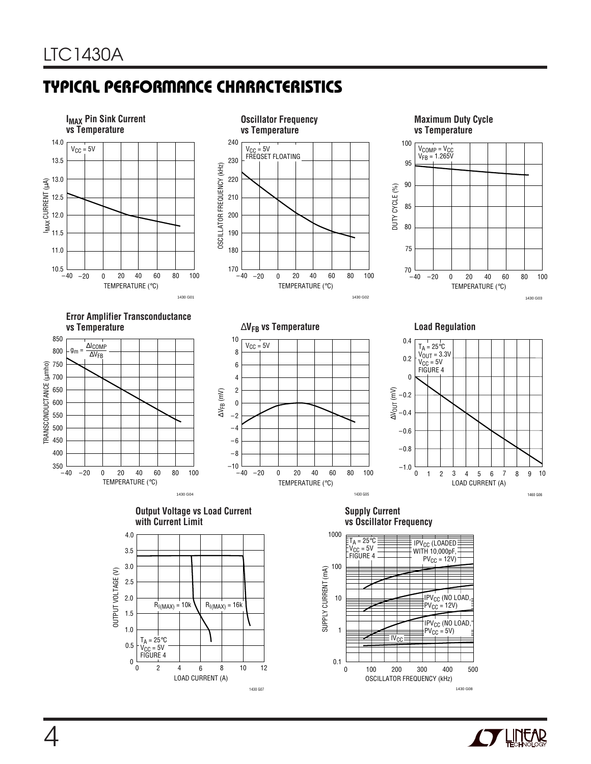## TYPICAL PERFORMANCE CHARACTERISTICS

**$I_{MAX}$ Pin Sink Current vs Temperature**

$V_{CC}$ = 5V

$I_{MAX}$ CURRENT (µA)

TEMPERATURE (°C)

1430 G01

**Oscillator Frequency vs Temperature**

$V_{CC}$ = 5V
FREQSET FLOATING

OSCILLATOR FREQUENCY (kHz)

TEMPERATURE (°C)

1430 G02

**Maximum Duty Cycle vs Temperature**

$V_{COMP}$ = $V_{CC}$
$V_{FB}$ = 1.265V

DUTY CYCLE (%)

TEMPERATURE (°C)

1430 G03

**Error Amplifier Transconductance vs Temperature**

$g_m = \frac{\Delta I_{COMP}}{\Delta V_{FB}}$

TRANSCONDUCTANCE (µmho)

TEMPERATURE (°C)

1430 G04

**$\Delta V_{FB}$ vs Temperature**

$V_{CC}$ = 5V

$\Delta V_{FB}$ (mV)

TEMPERATURE (°C)

1430 G05

**Load Regulation**

$T_A$ = 25°C
$V_{OUT}$ = 3.3V
$V_{CC}$ = 5V
FIGURE 4

$\Delta V_{OUT}$ (mV)

LOAD CURRENT (A)

1460 G06

**Output Voltage vs Load Current with Current Limit**

$R_{I(MAX)}$ = 10k
$R_{I(MAX)}$ = 16k

$T_A$ = 25°C
$V_{CC}$ = 5V
FIGURE 4

OUTPUT VOLTAGE (V)

LOAD CURRENT (A)

1430 G07

**Supply Current vs Oscillator Frequency**

$T_A$ = 25°C
$V_{CC}$ = 5V
FIGURE 4

$IPV_{CC}$ (LOADED WITH 10,000pF, $PV_{CC}$ = 12V)

$IPV_{CC}$ (NO LOAD, $PV_{CC}$ = 12V)

$IPV_{CC}$ (NO LOAD, $PV_{CC}$ = 5V)

$IV_{CC}$

SUPPLY CURRENT (mA)

OSCILLATOR FREQUENCY (kHz)

1430 G08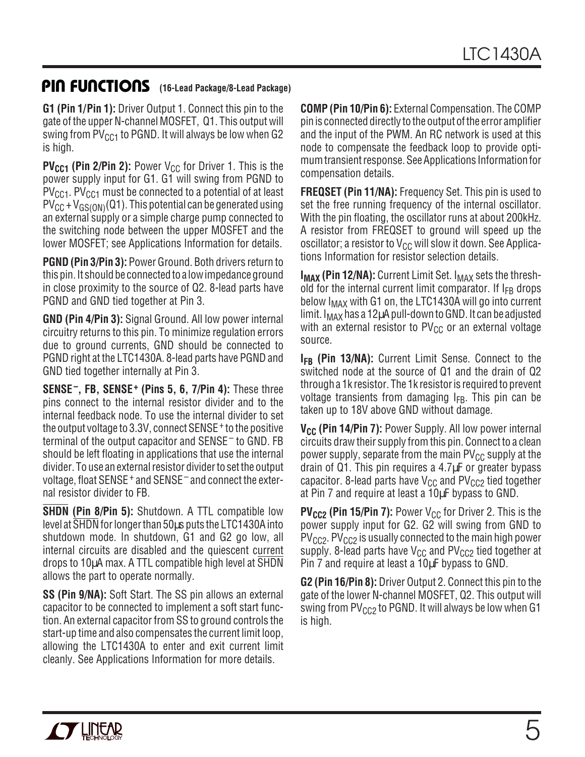## PIN FUNCTIONS (16-Lead Package/8-Lead Package)

**G1 (Pin 1/Pin 1):** Driver Output 1. Connect this pin to the gate of the upper N-channel MOSFET, Q1. This output will swing from $PV_{CC1}$ to PGND. It will always be low when G2 is high.

**$PV_{CC1}$ (Pin 2/Pin 2):** Power $V_{CC}$ for Driver 1. This is the power supply input for G1. G1 will swing from PGND to $PV_{CC1}$. $PV_{CC1}$ must be connected to a potential of at least $PV_{CC} + V_{GS(ON)}$(Q1). This potential can be generated using an external supply or a simple charge pump connected to the switching node between the upper MOSFET and the lower MOSFET; see Applications Information for details.

**PGND (Pin 3/Pin 3):** Power Ground. Both drivers return to this pin. It should be connected to a low impedance ground in close proximity to the source of Q2. 8-lead parts have PGND and GND tied together at Pin 3.

**GND (Pin 4/Pin 3):** Signal Ground. All low power internal circuitry returns to this pin. To minimize regulation errors due to ground currents, GND should be connected to PGND right at the LTC1430A. 8-lead parts have PGND and GND tied together internally at Pin 3.

**$SENSE^-$, FB, $SENSE^+$ (Pins 5, 6, 7/Pin 4):** These three pins connect to the internal resistor divider and to the internal feedback node. To use the internal divider to set the output voltage to 3.3V, connect $SENSE^+$ to the positive terminal of the output capacitor and $SENSE^-$ to GND. FB should be left floating in applications that use the internal divider. To use an external resistor divider to set the output voltage, float $SENSE^+$ and $SENSE^-$ and connect the external resistor divider to FB.

**$\overline{SHDN}$ (Pin 8/Pin 5):** Shutdown. A TTL compatible low level at $\overline{SHDN}$ for longer than 50µs puts the LTC1430A into shutdown mode. In shutdown, G1 and G2 go low, all internal circuits are disabled and the quiescent current drops to 10µA max. A TTL compatible high level at $\overline{SHDN}$ allows the part to operate normally.

**SS (Pin 9/NA):** Soft Start. The SS pin allows an external capacitor to be connected to implement a soft start function. An external capacitor from SS to ground controls the start-up time and also compensates the current limit loop, allowing the LTC1430A to enter and exit current limit cleanly. See Applications Information for more details.

**COMP (Pin 10/Pin 6):** External Compensation. The COMP pin is connected directly to the output of the error amplifier and the input of the PWM. An RC network is used at this node to compensate the feedback loop to provide optimum transient response. See Applications Information for compensation details.

**FREQSET (Pin 11/NA):** Frequency Set. This pin is used to set the free running frequency of the internal oscillator. With the pin floating, the oscillator runs at about 200kHz. A resistor from FREQSET to ground will speed up the oscillator; a resistor to $V_{CC}$ will slow it down. See Applications Information for resistor selection details.

**$I_{MAX}$ (Pin 12/NA):** Current Limit Set. $I_{MAX}$ sets the threshold for the internal current limit comparator. If $I_{FB}$ drops below $I_{MAX}$ with G1 on, the LTC1430A will go into current limit. $I_{MAX}$ has a 12µA pull-down to GND. It can be adjusted with an external resistor to $PV_{CC}$ or an external voltage source.

**$I_{FB}$ (Pin 13/NA):** Current Limit Sense. Connect to the switched node at the source of Q1 and the drain of Q2 through a 1k resistor. The 1k resistor is required to prevent voltage transients from damaging $I_{FB}$. This pin can be taken up to 18V above GND without damage.

**$V_{CC}$ (Pin 14/Pin 7):** Power Supply. All low power internal circuits draw their supply from this pin. Connect to a clean power supply, separate from the main $PV_{CC}$ supply at the drain of Q1. This pin requires a 4.7µF or greater bypass capacitor. 8-lead parts have $V_{CC}$ and $PV_{CC2}$ tied together at Pin 7 and require at least a 10µF bypass to GND.

**$PV_{CC2}$ (Pin 15/Pin 7):** Power $V_{CC}$ for Driver 2. This is the power supply input for G2. G2 will swing from GND to $PV_{CC2}$. $PV_{CC2}$ is usually connected to the main high power supply. 8-lead parts have $V_{CC}$ and $PV_{CC2}$ tied together at Pin 7 and require at least a 10µF bypass to GND.

**G2 (Pin 16/Pin 8):** Driver Output 2. Connect this pin to the gate of the lower N-channel MOSFET, Q2. This output will swing from $PV_{CC2}$ to PGND. It will always be low when G1 is high.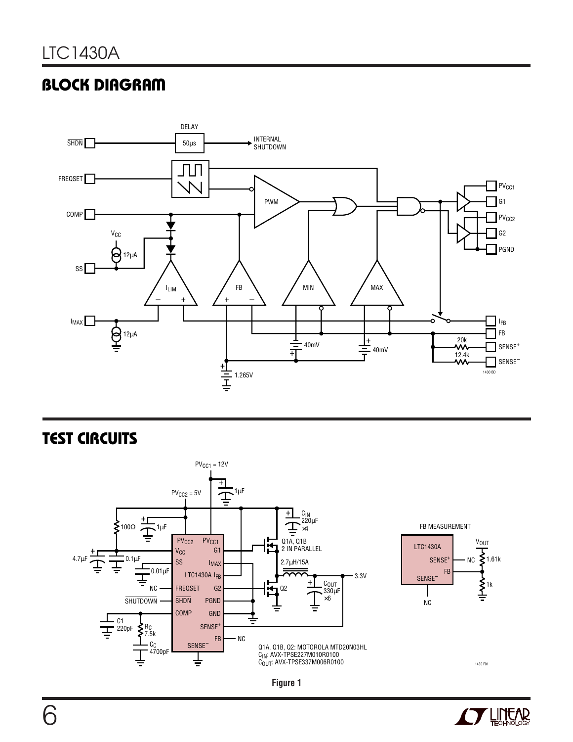## BLOCK DIAGRAM

## TEST CIRCUITS

Q1A, Q1B, Q2: MOTOROLA MTD20N03HL
$C_{IN}$: AVX-TPSE227M010R0100
$C_{OUT}$: AVX-TPSE337M006R0100

**Figure 1**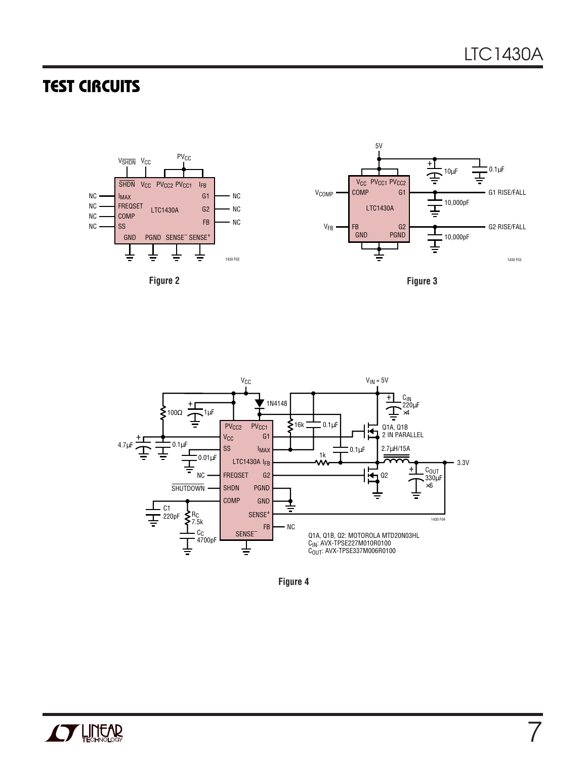## TEST CIRCUITS

Figure 2

Figure 3

Figure 4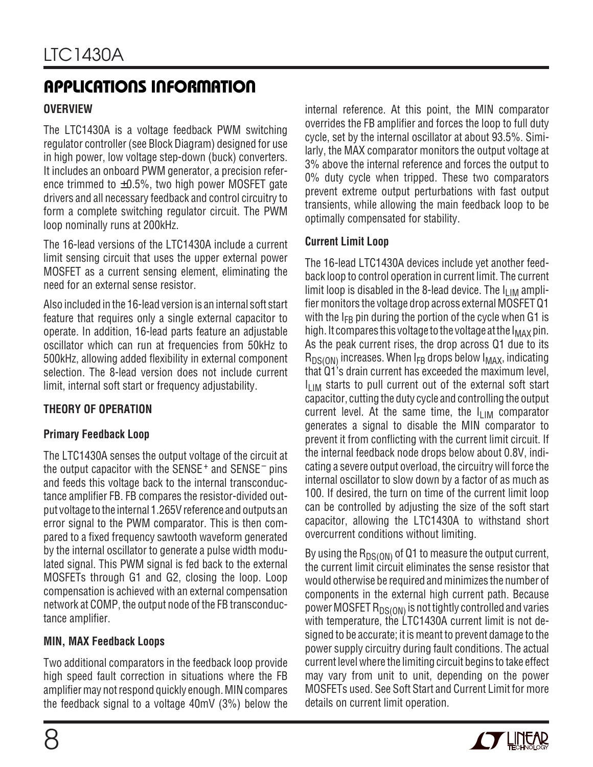## APPLICATIONS INFORMATION

### OVERVIEW

The LTC1430A is a voltage feedback PWM switching regulator controller (see Block Diagram) designed for use in high power, low voltage step-down (buck) converters. It includes an onboard PWM generator, a precision reference trimmed to ±0.5%, two high power MOSFET gate drivers and all necessary feedback and control circuitry to form a complete switching regulator circuit. The PWM loop nominally runs at 200kHz.

The 16-lead versions of the LTC1430A include a current limit sensing circuit that uses the upper external power MOSFET as a current sensing element, eliminating the need for an external sense resistor.

Also included in the 16-lead version is an internal soft start feature that requires only a single external capacitor to operate. In addition, 16-lead parts feature an adjustable oscillator which can run at frequencies from 50kHz to 500kHz, allowing added flexibility in external component selection. The 8-lead version does not include current limit, internal soft start or frequency adjustability.

### THEORY OF OPERATION

#### Primary Feedback Loop

The LTC1430A senses the output voltage of the circuit at the output capacitor with the $SENSE^+$ and $SENSE^-$ pins and feeds this voltage back to the internal transconductance amplifier FB. FB compares the resistor-divided output voltage to the internal 1.265V reference and outputs an error signal to the PWM comparator. This is then compared to a fixed frequency sawtooth waveform generated by the internal oscillator to generate a pulse width modulated signal. This PWM signal is fed back to the external MOSFETs through G1 and G2, closing the loop. Loop compensation is achieved with an external compensation network at COMP, the output node of the FB transconductance amplifier.

#### MIN, MAX Feedback Loops

Two additional comparators in the feedback loop provide high speed fault correction in situations where the FB amplifier may not respond quickly enough. MIN compares the feedback signal to a voltage 40mV (3%) below the internal reference. At this point, the MIN comparator overrides the FB amplifier and forces the loop to full duty cycle, set by the internal oscillator at about 93.5%. Similarly, the MAX comparator monitors the output voltage at 3% above the internal reference and forces the output to 0% duty cycle when tripped. These two comparators prevent extreme output perturbations with fast output transients, while allowing the main feedback loop to be optimally compensated for stability.

#### Current Limit Loop

The 16-lead LTC1430A devices include yet another feedback loop to control operation in current limit. The current limit loop is disabled in the 8-lead device. The $I_{LIM}$ amplifier monitors the voltage drop across external MOSFET Q1 with the $I_{FB}$ pin during the portion of the cycle when G1 is high. It compares this voltage to the voltage at the $I_{MAX}$ pin. As the peak current rises, the drop across Q1 due to its $R_{DS(ON)}$ increases. When $I_{FB}$ drops below $I_{MAX}$, indicating that Q1's drain current has exceeded the maximum level, $I_{LIM}$ starts to pull current out of the external soft start capacitor, cutting the duty cycle and controlling the output current level. At the same time, the $I_{LIM}$ comparator generates a signal to disable the MIN comparator to prevent it from conflicting with the current limit circuit. If the internal feedback node drops below about 0.8V, indicating a severe output overload, the circuitry will force the internal oscillator to slow down by a factor of as much as 100. If desired, the turn on time of the current limit loop can be controlled by adjusting the size of the soft start capacitor, allowing the LTC1430A to withstand short overcurrent conditions without limiting.

By using the $R_{DS(ON)}$ of Q1 to measure the output current, the current limit circuit eliminates the sense resistor that would otherwise be required and minimizes the number of components in the external high current path. Because power MOSFET $R_{DS(ON)}$ is not tightly controlled and varies with temperature, the LTC1430A current limit is not designed to be accurate; it is meant to prevent damage to the power supply circuitry during fault conditions. The actual current level where the limiting circuit begins to take effect may vary from unit to unit, depending on the power MOSFETs used. See Soft Start and Current Limit for more details on current limit operation.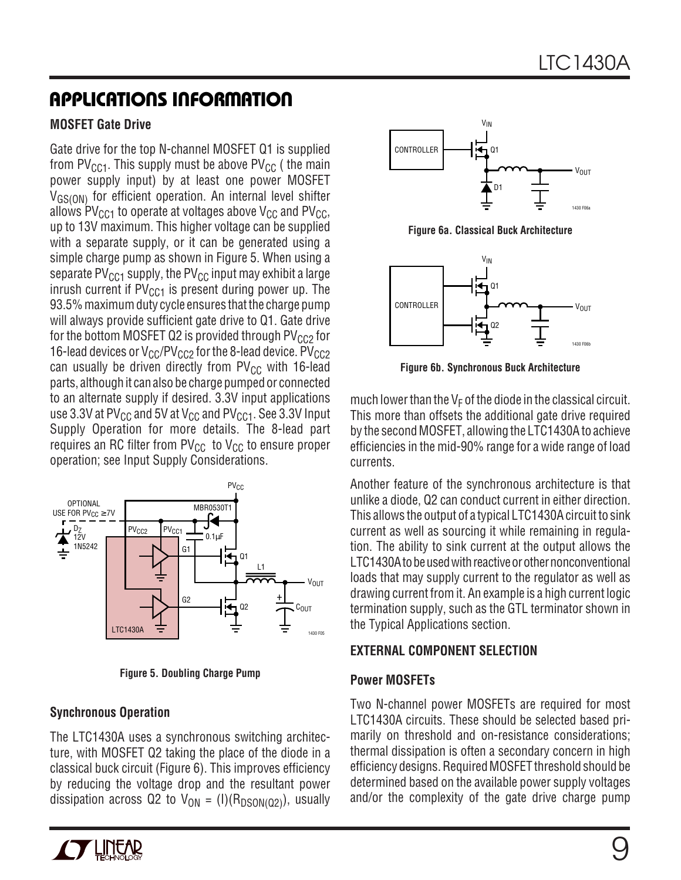## APPLICATIONS INFORMATION

### MOSFET Gate Drive

Gate drive for the top N-channel MOSFET Q1 is supplied from $PV_{CC1}$. This supply must be above $PV_{CC}$ ( the main power supply input) by at least one power MOSFET $V_{GS(ON)}$ for efficient operation. An internal level shifter allows $PV_{CC1}$ to operate at voltages above $V_{CC}$ and $PV_{CC}$, up to 13V maximum. This higher voltage can be supplied with a separate supply, or it can be generated using a simple charge pump as shown in Figure 5. When using a separate $PV_{CC1}$ supply, the $PV_{CC}$ input may exhibit a large inrush current if $PV_{CC1}$ is present during power up. The 93.5% maximum duty cycle ensures that the charge pump will always provide sufficient gate drive to Q1. Gate drive for the bottom MOSFET Q2 is provided through $PV_{CC2}$ for 16-lead devices or $V_{CC}/PV_{CC2}$ for the 8-lead device. $PV_{CC2}$ can usually be driven directly from $PV_{CC}$ with 16-lead parts, although it can also be charge pumped or connected to an alternate supply if desired. 3.3V input applications use 3.3V at $PV_{CC}$ and 5V at $V_{CC}$ and $PV_{CC1}$. See 3.3V Input Supply Operation for more details. The 8-lead part requires an RC filter from $PV_{CC}$ to $V_{CC}$ to ensure proper operation; see Input Supply Considerations.

**Figure 5. Doubling Charge Pump**

### Synchronous Operation

The LTC1430A uses a synchronous switching architecture, with MOSFET Q2 taking the place of the diode in a classical buck circuit (Figure 6). This improves efficiency by reducing the voltage drop and the resultant power dissipation across Q2 to $V_{ON} = (I)(R_{DSON(Q2)})$, usually much lower than the $V_F$ of the diode in the classical circuit. This more than offsets the additional gate drive required by the second MOSFET, allowing the LTC1430A to achieve efficiencies in the mid-90% range for a wide range of load currents.

**Figure 6a. Classical Buck Architecture**

**Figure 6b. Synchronous Buck Architecture**

Another feature of the synchronous architecture is that unlike a diode, Q2 can conduct current in either direction. This allows the output of a typical LTC1430A circuit to sink current as well as sourcing it while remaining in regulation. The ability to sink current at the output allows the LTC1430A to be used with reactive or other nonconventional loads that may supply current to the regulator as well as drawing current from it. An example is a high current logic termination supply, such as the GTL terminator shown in the Typical Applications section.

### EXTERNAL COMPONENT SELECTION

### Power MOSFETs

Two N-channel power MOSFETs are required for most LTC1430A circuits. These should be selected based primarily on threshold and on-resistance considerations; thermal dissipation is often a secondary concern in high efficiency designs. Required MOSFET threshold should be determined based on the available power supply voltages and/or the complexity of the gate drive charge pump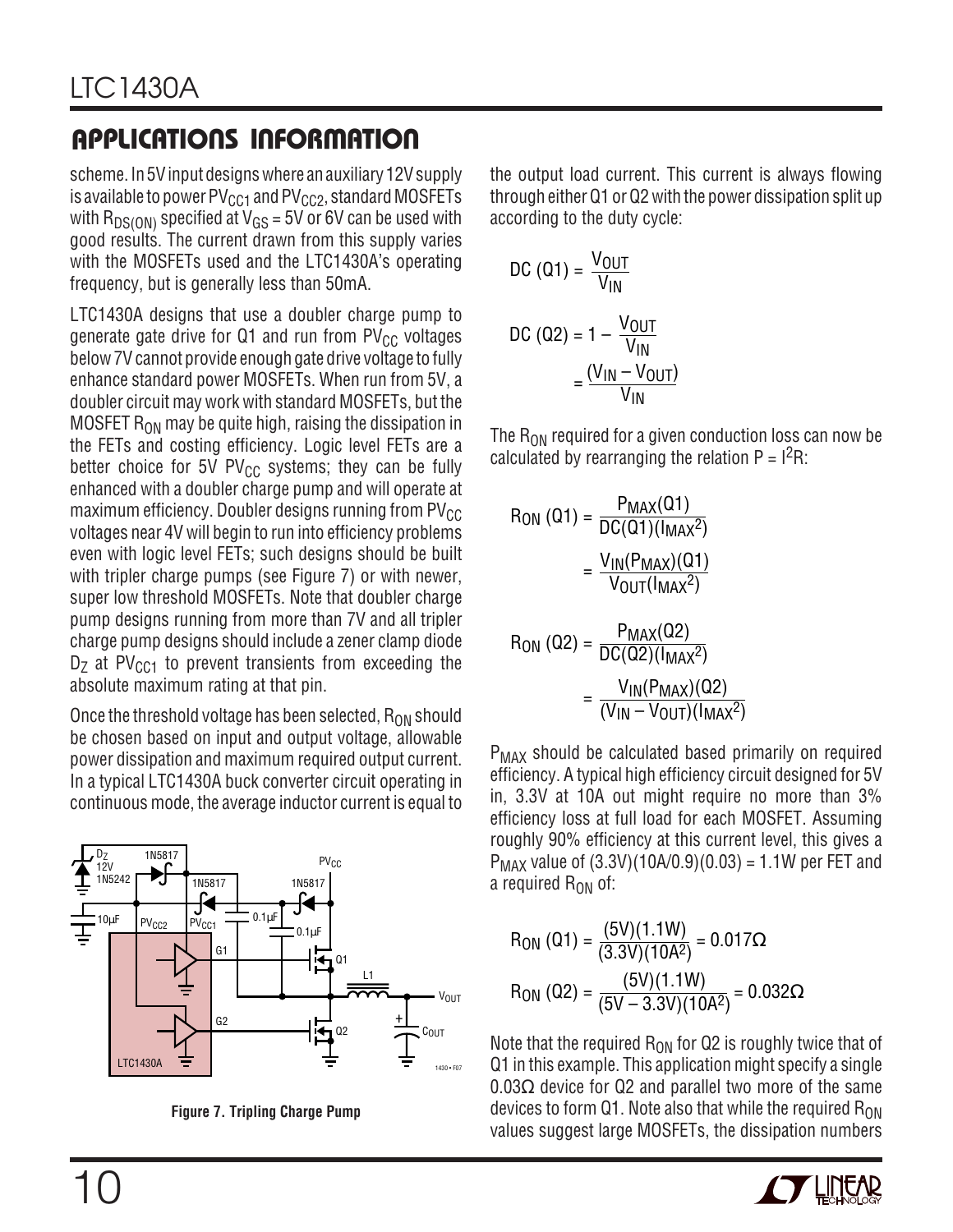## APPLICATIONS INFORMATION

scheme. In 5V input designs where an auxiliary 12V supply is available to power $PV_{CC1}$ and $PV_{CC2}$, standard MOSFETs with $R_{DS(ON)}$ specified at $V_{GS}$ = 5V or 6V can be used with good results. The current drawn from this supply varies with the MOSFETs used and the LTC1430A's operating frequency, but is generally less than 50mA.

LTC1430A designs that use a doubler charge pump to generate gate drive for Q1 and run from $PV_{CC}$ voltages below 7V cannot provide enough gate drive voltage to fully enhance standard power MOSFETs. When run from 5V, a doubler circuit may work with standard MOSFETs, but the MOSFET $R_{ON}$ may be quite high, raising the dissipation in the FETs and costing efficiency. Logic level FETs are a better choice for 5V $PV_{CC}$ systems; they can be fully enhanced with a doubler charge pump and will operate at maximum efficiency. Doubler designs running from $PV_{CC}$ voltages near 4V will begin to run into efficiency problems even with logic level FETs; such designs should be built with tripler charge pumps (see Figure 7) or with newer, super low threshold MOSFETs. Note that doubler charge pump designs running from more than 7V and all tripler charge pump designs should include a zener clamp diode $D_Z$ at $PV_{CC1}$ to prevent transients from exceeding the absolute maximum rating at that pin.

Once the threshold voltage has been selected, $R_{ON}$ should be chosen based on input and output voltage, allowable power dissipation and maximum required output current. In a typical LTC1430A buck converter circuit operating in continuous mode, the average inductor current is equal to the output load current. This current is always flowing through either Q1 or Q2 with the power dissipation split up according to the duty cycle:

**Figure 7. Tripling Charge Pump**

$$DC\ (Q1) = \frac{V_{OUT}}{V_{IN}}$$

$$DC\ (Q2) = 1 - \frac{V_{OUT}}{V_{IN}} = \frac{(V_{IN} - V_{OUT})}{V_{IN}}$$

The $R_{ON}$ required for a given conduction loss can now be calculated by rearranging the relation $P = I^2R$:

$$R_{ON}\ (Q1) = \frac{P_{MAX}(Q1)}{DC(Q1)(I_{MAX}^2)} = \frac{V_{IN}(P_{MAX})(Q1)}{V_{OUT}(I_{MAX}^2)}$$

$$R_{ON}\ (Q2) = \frac{P_{MAX}(Q2)}{DC(Q2)(I_{MAX}^2)} = \frac{V_{IN}(P_{MAX})(Q2)}{(V_{IN} - V_{OUT})(I_{MAX}^2)}$$

$P_{MAX}$ should be calculated based primarily on required efficiency. A typical high efficiency circuit designed for 5V in, 3.3V at 10A out might require no more than 3% efficiency loss at full load for each MOSFET. Assuming roughly 90% efficiency at this current level, this gives a $P_{MAX}$ value of (3.3V)(10A/0.9)(0.03) = 1.1W per FET and a required $R_{ON}$ of:

$$R_{ON}\ (Q1) = \frac{(5V)(1.1W)}{(3.3V)(10A^2)} = 0.017\Omega$$

$$R_{ON}\ (Q2) = \frac{(5V)(1.1W)}{(5V - 3.3V)(10A^2)} = 0.032\Omega$$

Note that the required $R_{ON}$ for Q2 is roughly twice that of Q1 in this example. This application might specify a single 0.03Ω device for Q2 and parallel two more of the same devices to form Q1. Note also that while the required $R_{ON}$ values suggest large MOSFETs, the dissipation numbers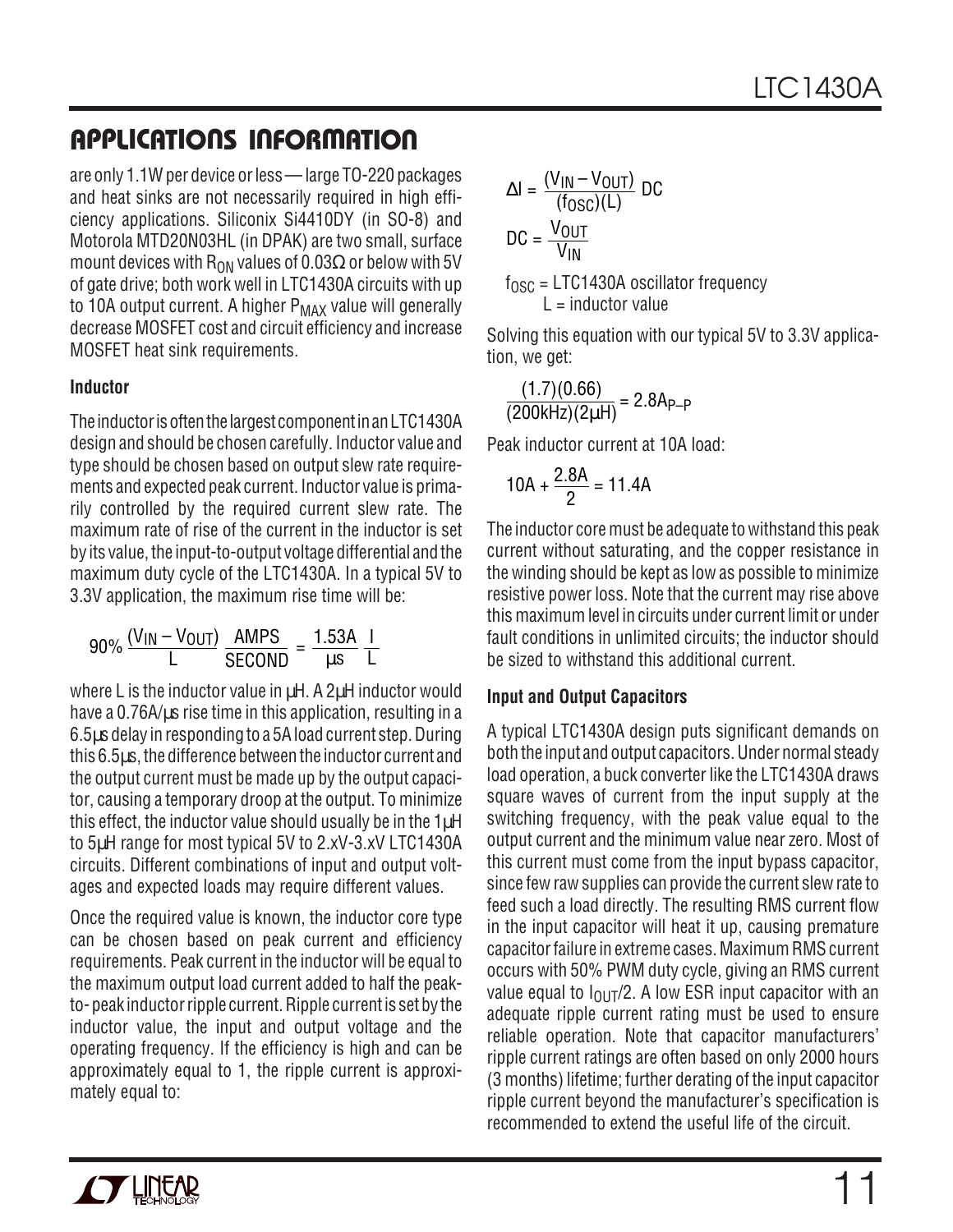## APPLICATIONS INFORMATION

are only 1.1W per device or less — large TO-220 packages and heat sinks are not necessarily required in high efficiency applications. Siliconix Si4410DY (in SO-8) and Motorola MTD20N03HL (in DPAK) are two small, surface mount devices with $R_{ON}$ values of 0.03Ω or below with 5V of gate drive; both work well in LTC1430A circuits with up to 10A output current. A higher $P_{MAX}$ value will generally decrease MOSFET cost and circuit efficiency and increase MOSFET heat sink requirements.

### Inductor

The inductor is often the largest component in an LTC1430A design and should be chosen carefully. Inductor value and type should be chosen based on output slew rate requirements and expected peak current. Inductor value is primarily controlled by the required current slew rate. The maximum rate of rise of the current in the inductor is set by its value, the input-to-output voltage differential and the maximum duty cycle of the LTC1430A. In a typical 5V to 3.3V application, the maximum rise time will be:

$$90\% \frac{(V_{IN} - V_{OUT})}{L} \frac{\text{AMPS}}{\text{SECOND}} = \frac{1.53A}{\mu s} \frac{I}{L}$$

where L is the inductor value in µH. A 2µH inductor would have a 0.76A/µs rise time in this application, resulting in a 6.5µs delay in responding to a 5A load current step. During this 6.5µs, the difference between the inductor current and the output current must be made up by the output capacitor, causing a temporary droop at the output. To minimize this effect, the inductor value should usually be in the 1µH to 5µH range for most typical 5V to 2.xV-3.xV LTC1430A circuits. Different combinations of input and output voltages and expected loads may require different values.

Once the required value is known, the inductor core type can be chosen based on peak current and efficiency requirements. Peak current in the inductor will be equal to the maximum output load current added to half the peak-to-peak inductor ripple current. Ripple current is set by the inductor value, the input and output voltage and the operating frequency. If the efficiency is high and can be approximately equal to 1, the ripple current is approximately equal to:

$$\Delta I = \frac{(V_{IN} - V_{OUT})}{(f_{OSC})(L)} DC$$

$$DC = \frac{V_{OUT}}{V_{IN}}$$

$f_{OSC}$ = LTC1430A oscillator frequency
L = inductor value

Solving this equation with our typical 5V to 3.3V application, we get:

$$\frac{(1.7)(0.66)}{(200kHz)(2\mu H)} = 2.8A_{P-P}$$

Peak inductor current at 10A load:

$$10A + \frac{2.8A}{2} = 11.4A$$

The inductor core must be adequate to withstand this peak current without saturating, and the copper resistance in the winding should be kept as low as possible to minimize resistive power loss. Note that the current may rise above this maximum level in circuits under current limit or under fault conditions in unlimited circuits; the inductor should be sized to withstand this additional current.

### Input and Output Capacitors

A typical LTC1430A design puts significant demands on both the input and output capacitors. Under normal steady load operation, a buck converter like the LTC1430A draws square waves of current from the input supply at the switching frequency, with the peak value equal to the output current and the minimum value near zero. Most of this current must come from the input bypass capacitor, since few raw supplies can provide the current slew rate to feed such a load directly. The resulting RMS current flow in the input capacitor will heat it up, causing premature capacitor failure in extreme cases. Maximum RMS current occurs with 50% PWM duty cycle, giving an RMS current value equal to $I_{OUT}/2$. A low ESR input capacitor with an adequate ripple current rating must be used to ensure reliable operation. Note that capacitor manufacturers' ripple current ratings are often based on only 2000 hours (3 months) lifetime; further derating of the input capacitor ripple current beyond the manufacturer's specification is recommended to extend the useful life of the circuit.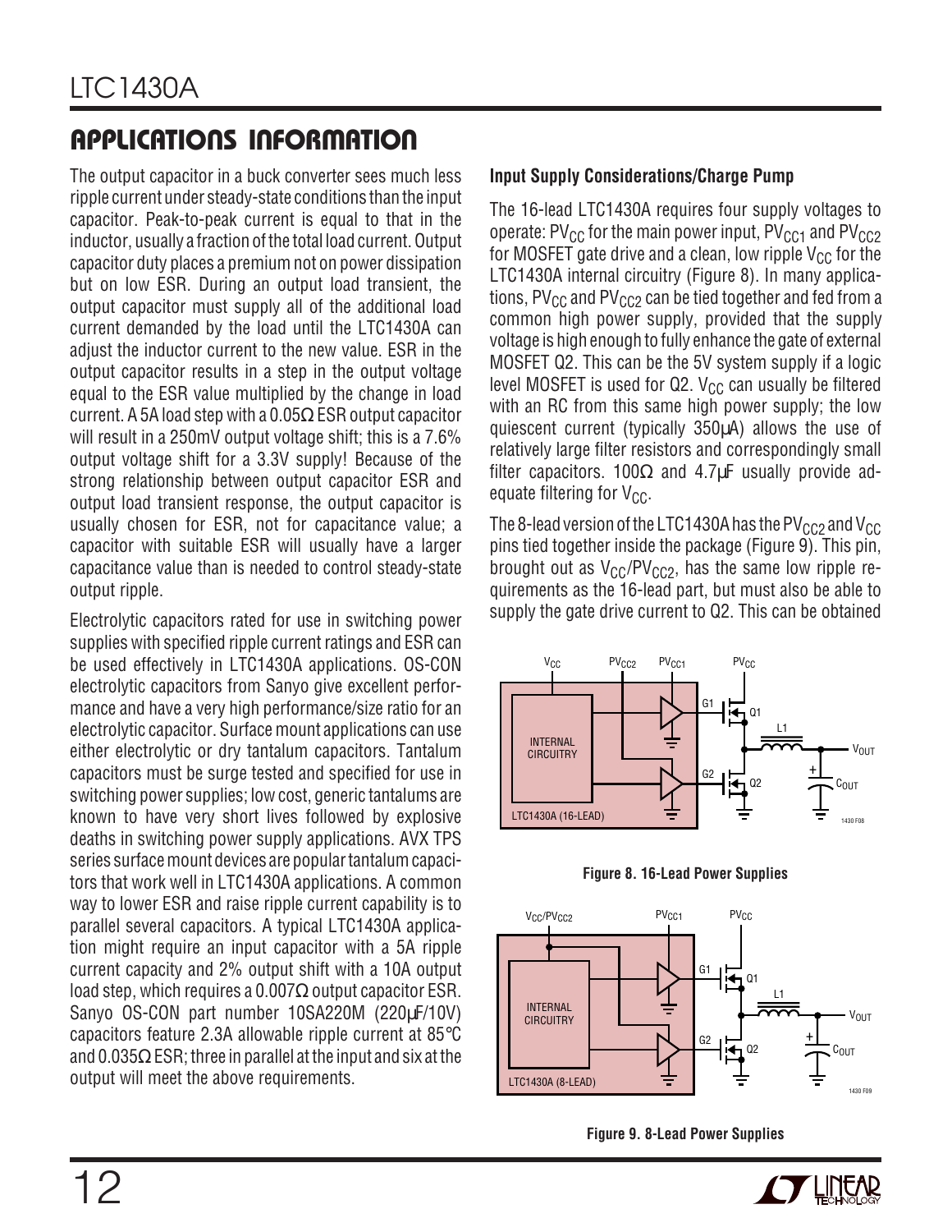## APPLICATIONS INFORMATION

The output capacitor in a buck converter sees much less ripple current under steady-state conditions than the input capacitor. Peak-to-peak current is equal to that in the inductor, usually a fraction of the total load current. Output capacitor duty places a premium not on power dissipation but on low ESR. During an output load transient, the output capacitor must supply all of the additional load current demanded by the load until the LTC1430A can adjust the inductor current to the new value. ESR in the output capacitor results in a step in the output voltage equal to the ESR value multiplied by the change in load current. A 5A load step with a 0.05Ω ESR output capacitor will result in a 250mV output voltage shift; this is a 7.6% output voltage shift for a 3.3V supply! Because of the strong relationship between output capacitor ESR and output load transient response, the output capacitor is usually chosen for ESR, not for capacitance value; a capacitor with suitable ESR will usually have a larger capacitance value than is needed to control steady-state output ripple.

Electrolytic capacitors rated for use in switching power supplies with specified ripple current ratings and ESR can be used effectively in LTC1430A applications. OS-CON electrolytic capacitors from Sanyo give excellent performance and have a very high performance/size ratio for an electrolytic capacitor. Surface mount applications can use either electrolytic or dry tantalum capacitors. Tantalum capacitors must be surge tested and specified for use in switching power supplies; low cost, generic tantalums are known to have very short lives followed by explosive deaths in switching power supply applications. AVX TPS series surface mount devices are popular tantalum capacitors that work well in LTC1430A applications. A common way to lower ESR and raise ripple current capability is to parallel several capacitors. A typical LTC1430A application might require an input capacitor with a 5A ripple current capacity and 2% output shift with a 10A output load step, which requires a 0.007Ω output capacitor ESR. Sanyo OS-CON part number 10SA220M (220µF/10V) capacitors feature 2.3A allowable ripple current at 85°C and 0.035Ω ESR; three in parallel at the input and six at the output will meet the above requirements.

### Input Supply Considerations/Charge Pump

The 16-lead LTC1430A requires four supply voltages to operate: $PV_{CC}$ for the main power input, $PV_{CC1}$ and $PV_{CC2}$ for MOSFET gate drive and a clean, low ripple $V_{CC}$ for the LTC1430A internal circuitry (Figure 8). In many applications, $PV_{CC}$ and $PV_{CC2}$ can be tied together and fed from a common high power supply, provided that the supply voltage is high enough to fully enhance the gate of external MOSFET Q2. This can be the 5V system supply if a logic level MOSFET is used for Q2. $V_{CC}$ can usually be filtered with an RC from this same high power supply; the low quiescent current (typically 350µA) allows the use of relatively large filter resistors and correspondingly small filter capacitors. 100Ω and 4.7µF usually provide adequate filtering for $V_{CC}$.

The 8-lead version of the LTC1430A has the $PV_{CC2}$ and $V_{CC}$ pins tied together inside the package (Figure 9). This pin, brought out as $V_{CC}/PV_{CC2}$, has the same low ripple requirements as the 16-lead part, but must also be able to supply the gate drive current to Q2. This can be obtained

**Figure 8. 16-Lead Power Supplies**

**Figure 9. 8-Lead Power Supplies**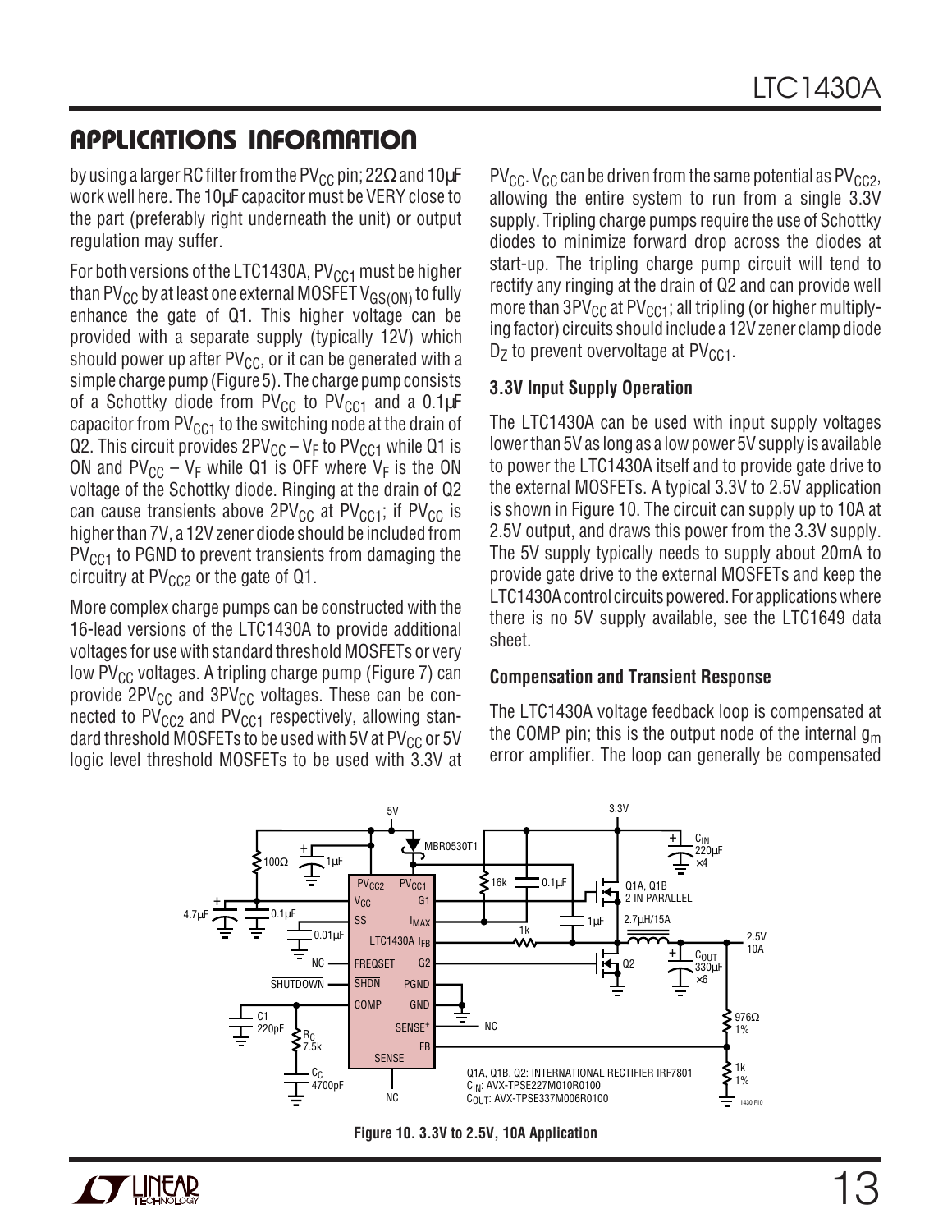## APPLICATIONS INFORMATION

by using a larger RC filter from the $PV_{CC}$ pin; 22Ω and 10µF work well here. The 10µF capacitor must be VERY close to the part (preferably right underneath the unit) or output regulation may suffer.

For both versions of the LTC1430A, $PV_{CC1}$ must be higher than $PV_{CC}$ by at least one external MOSFET $V_{GS(ON)}$ to fully enhance the gate of Q1. This higher voltage can be provided with a separate supply (typically 12V) which should power up after $PV_{CC}$, or it can be generated with a simple charge pump (Figure 5). The charge pump consists of a Schottky diode from $PV_{CC}$ to $PV_{CC1}$ and a 0.1µF capacitor from $PV_{CC1}$ to the switching node at the drain of Q2. This circuit provides $2PV_{CC} – V_F$ to $PV_{CC1}$ while Q1 is ON and $PV_{CC} – V_F$ while Q1 is OFF where $V_F$ is the ON voltage of the Schottky diode. Ringing at the drain of Q2 can cause transients above $2PV_{CC}$ at $PV_{CC1}$; if $PV_{CC}$ is higher than 7V, a 12V zener diode should be included from $PV_{CC1}$ to PGND to prevent transients from damaging the circuitry at $PV_{CC2}$ or the gate of Q1.

More complex charge pumps can be constructed with the 16-lead versions of the LTC1430A to provide additional voltages for use with standard threshold MOSFETs or very low $PV_{CC}$ voltages. A tripling charge pump (Figure 7) can provide $2PV_{CC}$ and $3PV_{CC}$ voltages. These can be connected to $PV_{CC2}$ and $PV_{CC1}$ respectively, allowing standard threshold MOSFETs to be used with 5V at $PV_{CC}$ or 5V logic level threshold MOSFETs to be used with 3.3V at $PV_{CC}$. $V_{CC}$ can be driven from the same potential as $PV_{CC2}$, allowing the entire system to run from a single 3.3V supply. Tripling charge pumps require the use of Schottky diodes to minimize forward drop across the diodes at start-up. The tripling charge pump circuit will tend to rectify any ringing at the drain of Q2 and can provide well more than $3PV_{CC}$ at $PV_{CC1}$; all tripling (or higher multiplying factor) circuits should include a 12V zener clamp diode $D_Z$ to prevent overvoltage at $PV_{CC1}$.

### 3.3V Input Supply Operation

The LTC1430A can be used with input supply voltages lower than 5V as long as a low power 5V supply is available to power the LTC1430A itself and to provide gate drive to the external MOSFETs. A typical 3.3V to 2.5V application is shown in Figure 10. The circuit can supply up to 10A at 2.5V output, and draws this power from the 3.3V supply. The 5V supply typically needs to supply about 20mA to provide gate drive to the external MOSFETs and keep the LTC1430A control circuits powered. For applications where there is no 5V supply available, see the LTC1649 data sheet.

### Compensation and Transient Response

The LTC1430A voltage feedback loop is compensated at the COMP pin; this is the output node of the internal $g_m$ error amplifier. The loop can generally be compensated

Q1A, Q1B, Q2: INTERNATIONAL RECTIFIER IRF7801
$C_{IN}$: AVX-TPSE227M010R0100
$C_{OUT}$: AVX-TPSE337M006R0100

**Figure 10. 3.3V to 2.5V, 10A Application**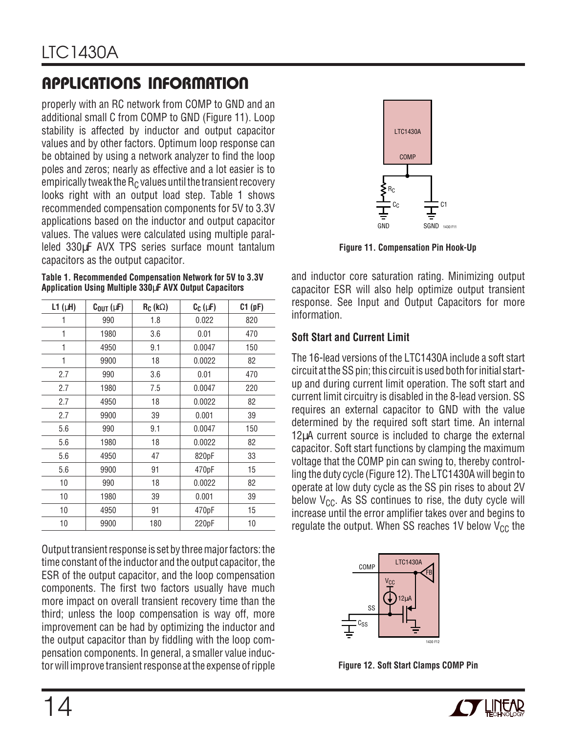## APPLICATIONS INFORMATION

properly with an RC network from COMP to GND and an additional small C from COMP to GND (Figure 11). Loop stability is affected by inductor and output capacitor values and by other factors. Optimum loop response can be obtained by using a network analyzer to find the loop poles and zeros; nearly as effective and a lot easier is to empirically tweak the $R_C$ values until the transient recovery looks right with an output load step. Table 1 shows recommended compensation components for 5V to 3.3V applications based on the inductor and output capacitor values. The values were calculated using multiple paralleled 330µF AVX TPS series surface mount tantalum capacitors as the output capacitor.

**Table 1. Recommended Compensation Network for 5V to 3.3V Application Using Multiple 330µF AVX Output Capacitors**

| L1 (µH) | $C_{OUT}$ (µF) | $R_C$ (kΩ) | $C_C$ (µF) | C1 (pF) |
|---|---|---|---|---|
| 1 | 990 | 1.8 | 0.022 | 820 |
| 1 | 1980 | 3.6 | 0.01 | 470 |
| 1 | 4950 | 9.1 | 0.0047 | 150 |
| 1 | 9900 | 18 | 0.0022 | 82 |
| 2.7 | 990 | 3.6 | 0.01 | 470 |
| 2.7 | 1980 | 7.5 | 0.0047 | 220 |
| 2.7 | 4950 | 18 | 0.0022 | 82 |
| 2.7 | 9900 | 39 | 0.001 | 39 |
| 5.6 | 990 | 9.1 | 0.0047 | 150 |
| 5.6 | 1980 | 18 | 0.0022 | 82 |
| 5.6 | 4950 | 47 | 820pF | 33 |
| 5.6 | 9900 | 91 | 470pF | 15 |
| 10 | 990 | 18 | 0.0022 | 82 |
| 10 | 1980 | 39 | 0.001 | 39 |
| 10 | 4950 | 91 | 470pF | 15 |
| 10 | 9900 | 180 | 220pF | 10 |

Output transient response is set by three major factors: the time constant of the inductor and the output capacitor, the ESR of the output capacitor, and the loop compensation components. The first two factors usually have much more impact on overall transient recovery time than the third; unless the loop compensation is way off, more improvement can be had by optimizing the inductor and the output capacitor than by fiddling with the loop compensation components. In general, a smaller value inductor will improve transient response at the expense of ripple and inductor core saturation rating. Minimizing output capacitor ESR will also help optimize output transient response. See Input and Output Capacitors for more information.

Figure 11. Compensation Pin Hook-Up

### Soft Start and Current Limit

The 16-lead versions of the LTC1430A include a soft start circuit at the SS pin; this circuit is used both for initial start-up and during current limit operation. The soft start and current limit circuitry is disabled in the 8-lead version. SS requires an external capacitor to GND with the value determined by the required soft start time. An internal 12µA current source is included to charge the external capacitor. Soft start functions by clamping the maximum voltage that the COMP pin can swing to, thereby controlling the duty cycle (Figure 12). The LTC1430A will begin to operate at low duty cycle as the SS pin rises to about 2V below $V_{CC}$. As SS continues to rise, the duty cycle will increase until the error amplifier takes over and begins to regulate the output. When SS reaches 1V below $V_{CC}$ the

Figure 12. Soft Start Clamps COMP Pin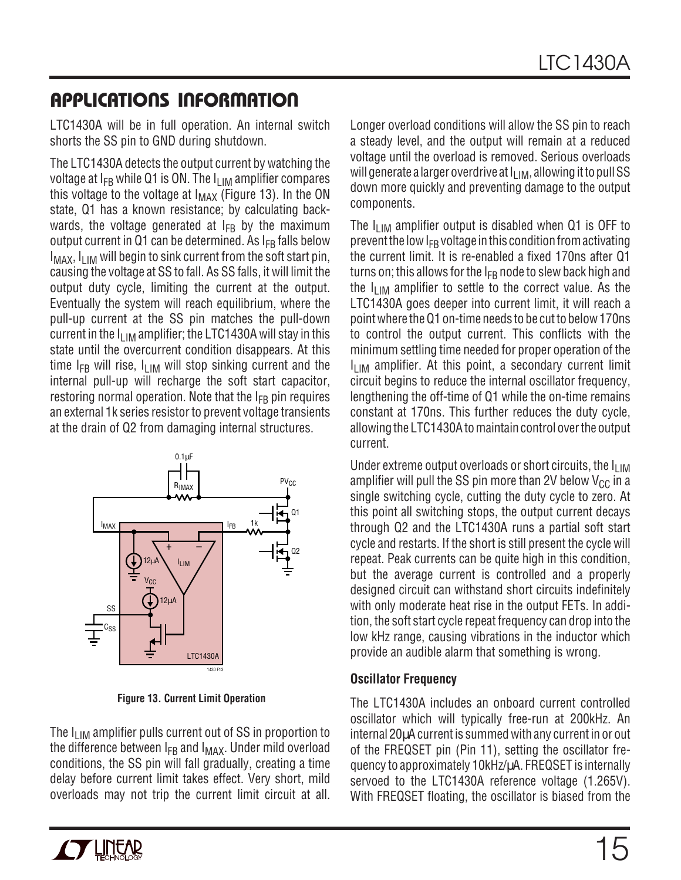## APPLICATIONS INFORMATION

LTC1430A will be in full operation. An internal switch shorts the SS pin to GND during shutdown.

The LTC1430A detects the output current by watching the voltage at $I_{FB}$ while Q1 is ON. The $I_{LIM}$ amplifier compares this voltage to the voltage at $I_{MAX}$ (Figure 13). In the ON state, Q1 has a known resistance; by calculating backwards, the voltage generated at $I_{FB}$ by the maximum output current in Q1 can be determined. As $I_{FB}$ falls below $I_{MAX}$, $I_{LIM}$ will begin to sink current from the soft start pin, causing the voltage at SS to fall. As SS falls, it will limit the output duty cycle, limiting the current at the output. Eventually the system will reach equilibrium, where the pull-up current at the SS pin matches the pull-down current in the $I_{LIM}$ amplifier; the LTC1430A will stay in this state until the overcurrent condition disappears. At this time $I_{FB}$ will rise, $I_{LIM}$ will stop sinking current and the internal pull-up will recharge the soft start capacitor, restoring normal operation. Note that the $I_{FB}$ pin requires an external 1k series resistor to prevent voltage transients at the drain of Q2 from damaging internal structures.

Figure 13. Current Limit Operation

The $I_{LIM}$ amplifier pulls current out of SS in proportion to the difference between $I_{FB}$ and $I_{MAX}$. Under mild overload conditions, the SS pin will fall gradually, creating a time delay before current limit takes effect. Very short, mild overloads may not trip the current limit circuit at all. Longer overload conditions will allow the SS pin to reach a steady level, and the output will remain at a reduced voltage until the overload is removed. Serious overloads will generate a larger overdrive at $I_{LIM}$, allowing it to pull SS down more quickly and preventing damage to the output components.

The $I_{LIM}$ amplifier output is disabled when Q1 is OFF to prevent the low $I_{FB}$ voltage in this condition from activating the current limit. It is re-enabled a fixed 170ns after Q1 turns on; this allows for the $I_{FB}$ node to slew back high and the $I_{LIM}$ amplifier to settle to the correct value. As the LTC1430A goes deeper into current limit, it will reach a point where the Q1 on-time needs to be cut to below 170ns to control the output current. This conflicts with the minimum settling time needed for proper operation of the $I_{LIM}$ amplifier. At this point, a secondary current limit circuit begins to reduce the internal oscillator frequency, lengthening the off-time of Q1 while the on-time remains constant at 170ns. This further reduces the duty cycle, allowing the LTC1430A to maintain control over the output current.

Under extreme output overloads or short circuits, the $I_{LIM}$ amplifier will pull the SS pin more than 2V below $V_{CC}$ in a single switching cycle, cutting the duty cycle to zero. At this point all switching stops, the output current decays through Q2 and the LTC1430A runs a partial soft start cycle and restarts. If the short is still present the cycle will repeat. Peak currents can be quite high in this condition, but the average current is controlled and a properly designed circuit can withstand short circuits indefinitely with only moderate heat rise in the output FETs. In addition, the soft start cycle repeat frequency can drop into the low kHz range, causing vibrations in the inductor which provide an audible alarm that something is wrong.

### Oscillator Frequency

The LTC1430A includes an onboard current controlled oscillator which will typically free-run at 200kHz. An internal 20µA current is summed with any current in or out of the FREQSET pin (Pin 11), setting the oscillator frequency to approximately 10kHz/µA. FREQSET is internally servoed to the LTC1430A reference voltage (1.265V). With FREQSET floating, the oscillator is biased from the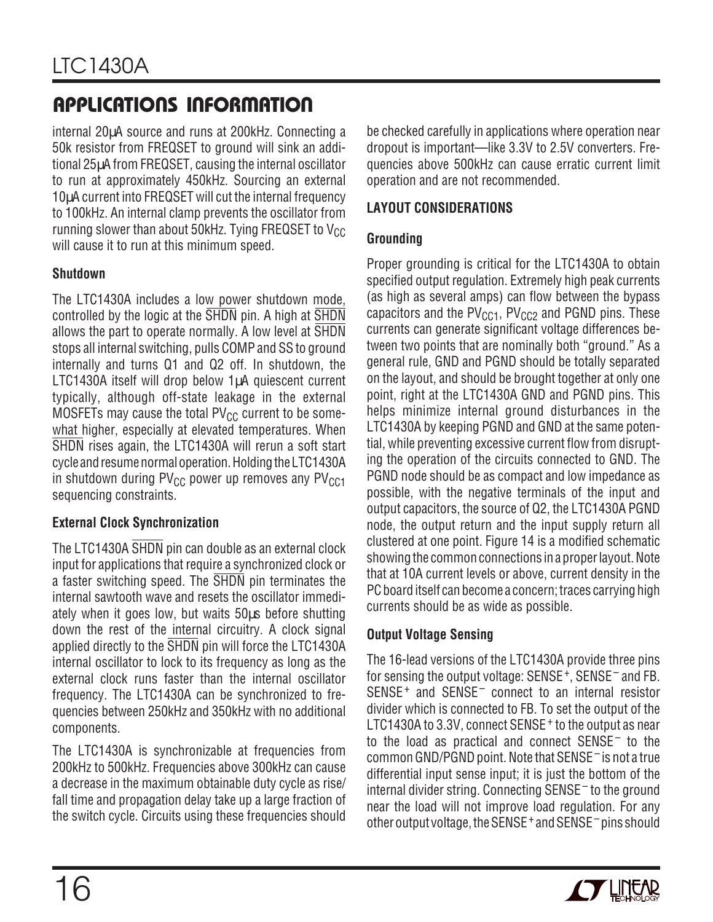## APPLICATIONS INFORMATION

internal 20µA source and runs at 200kHz. Connecting a 50k resistor from FREQSET to ground will sink an additional 25µA from FREQSET, causing the internal oscillator to run at approximately 450kHz. Sourcing an external 10µA current into FREQSET will cut the internal frequency to 100kHz. An internal clamp prevents the oscillator from running slower than about 50kHz. Tying FREQSET to $V_{CC}$ will cause it to run at this minimum speed.

### Shutdown

The LTC1430A includes a low power shutdown mode, controlled by the logic at the $\overline{SHDN}$ pin. A high at $\overline{SHDN}$ allows the part to operate normally. A low level at $\overline{SHDN}$ stops all internal switching, pulls COMP and SS to ground internally and turns Q1 and Q2 off. In shutdown, the LTC1430A itself will drop below 1µA quiescent current typically, although off-state leakage in the external MOSFETs may cause the total $PV_{CC}$ current to be somewhat higher, especially at elevated temperatures. When $\overline{SHDN}$ rises again, the LTC1430A will rerun a soft start cycle and resume normal operation. Holding the LTC1430A in shutdown during $PV_{CC}$ power up removes any $PV_{CC1}$ sequencing constraints.

### External Clock Synchronization

The LTC1430A $\overline{SHDN}$ pin can double as an external clock input for applications that require a synchronized clock or a faster switching speed. The $\overline{SHDN}$ pin terminates the internal sawtooth wave and resets the oscillator immediately when it goes low, but waits 50µs before shutting down the rest of the internal circuitry. A clock signal applied directly to the $\overline{SHDN}$ pin will force the LTC1430A internal oscillator to lock to its frequency as long as the external clock runs faster than the internal oscillator frequency. The LTC1430A can be synchronized to frequencies between 250kHz and 350kHz with no additional components.

The LTC1430A is synchronizable at frequencies from 200kHz to 500kHz. Frequencies above 300kHz can cause a decrease in the maximum obtainable duty cycle as rise/fall time and propagation delay take up a large fraction of the switch cycle. Circuits using these frequencies should be checked carefully in applications where operation near dropout is important—like 3.3V to 2.5V converters. Frequencies above 500kHz can cause erratic current limit operation and are not recommended.

## LAYOUT CONSIDERATIONS

### Grounding

Proper grounding is critical for the LTC1430A to obtain specified output regulation. Extremely high peak currents (as high as several amps) can flow between the bypass capacitors and the $PV_{CC1}$, $PV_{CC2}$ and PGND pins. These currents can generate significant voltage differences between two points that are nominally both "ground." As a general rule, GND and PGND should be totally separated on the layout, and should be brought together at only one point, right at the LTC1430A GND and PGND pins. This helps minimize internal ground disturbances in the LTC1430A by keeping PGND and GND at the same potential, while preventing excessive current flow from disrupting the operation of the circuits connected to GND. The PGND node should be as compact and low impedance as possible, with the negative terminals of the input and output capacitors, the source of Q2, the LTC1430A PGND node, the output return and the input supply return all clustered at one point. Figure 14 is a modified schematic showing the common connections in a proper layout. Note that at 10A current levels or above, current density in the PC board itself can become a concern; traces carrying high currents should be as wide as possible.

### Output Voltage Sensing

The 16-lead versions of the LTC1430A provide three pins for sensing the output voltage: $SENSE^+$, $SENSE^-$ and FB. $SENSE^+$ and $SENSE^-$ connect to an internal resistor divider which is connected to FB. To set the output of the LTC1430A to 3.3V, connect $SENSE^+$ to the output as near to the load as practical and connect $SENSE^-$ to the common GND/PGND point. Note that $SENSE^-$ is not a true differential input sense input; it is just the bottom of the internal divider string. Connecting $SENSE^-$ to the ground near the load will not improve load regulation. For any other output voltage, the $SENSE^+$ and $SENSE^-$ pins should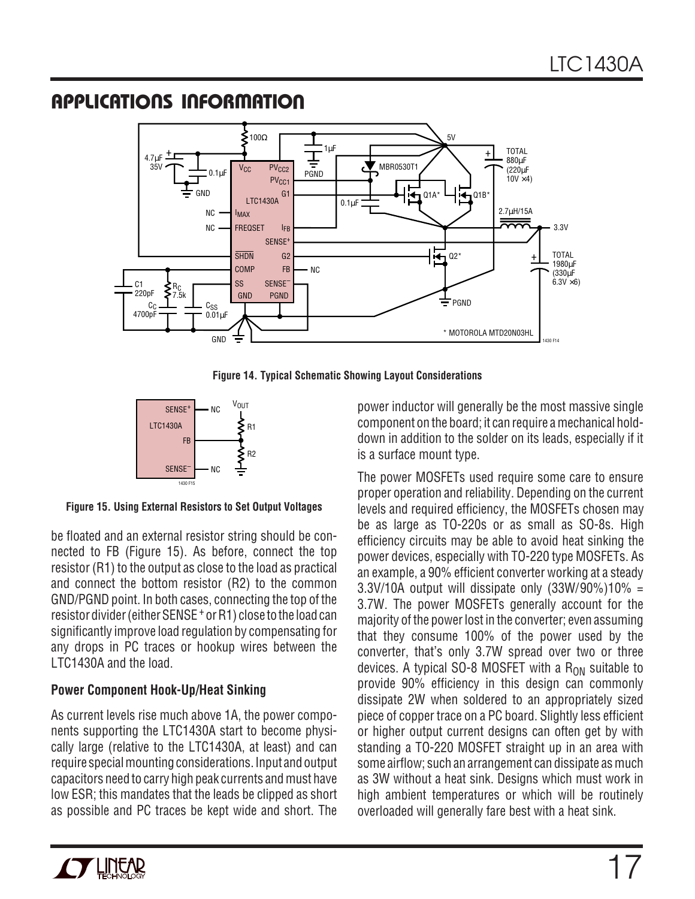## APPLICATIONS INFORMATION

Figure 14. Typical Schematic Showing Layout Considerations

Figure 15. Using External Resistors to Set Output Voltages

be floated and an external resistor string should be connected to FB (Figure 15). As before, connect the top resistor (R1) to the output as close to the load as practical and connect the bottom resistor (R2) to the common GND/PGND point. In both cases, connecting the top of the resistor divider (either SENSE$^+$ or R1) close to the load can significantly improve load regulation by compensating for any drops in PC traces or hookup wires between the LTC1430A and the load.

### Power Component Hook-Up/Heat Sinking

As current levels rise much above 1A, the power components supporting the LTC1430A start to become physically large (relative to the LTC1430A, at least) and can require special mounting considerations. Input and output capacitors need to carry high peak currents and must have low ESR; this mandates that the leads be clipped as short as possible and PC traces be kept wide and short. The power inductor will generally be the most massive single component on the board; it can require a mechanical hold-down in addition to the solder on its leads, especially if it is a surface mount type.

The power MOSFETs used require some care to ensure proper operation and reliability. Depending on the current levels and required efficiency, the MOSFETs chosen may be as large as TO-220s or as small as SO-8s. High efficiency circuits may be able to avoid heat sinking the power devices, especially with TO-220 type MOSFETs. As an example, a 90% efficient converter working at a steady 3.3V/10A output will dissipate only (33W/90%)10% = 3.7W. The power MOSFETs generally account for the majority of the power lost in the converter; even assuming that they consume 100% of the power used by the converter, that's only 3.7W spread over two or three devices. A typical SO-8 MOSFET with a $R_{ON}$ suitable to provide 90% efficiency in this design can commonly dissipate 2W when soldered to an appropriately sized piece of copper trace on a PC board. Slightly less efficient or higher output current designs can often get by with standing a TO-220 MOSFET straight up in an area with some airflow; such an arrangement can dissipate as much as 3W without a heat sink. Designs which must work in high ambient temperatures or which will be routinely overloaded will generally fare best with a heat sink.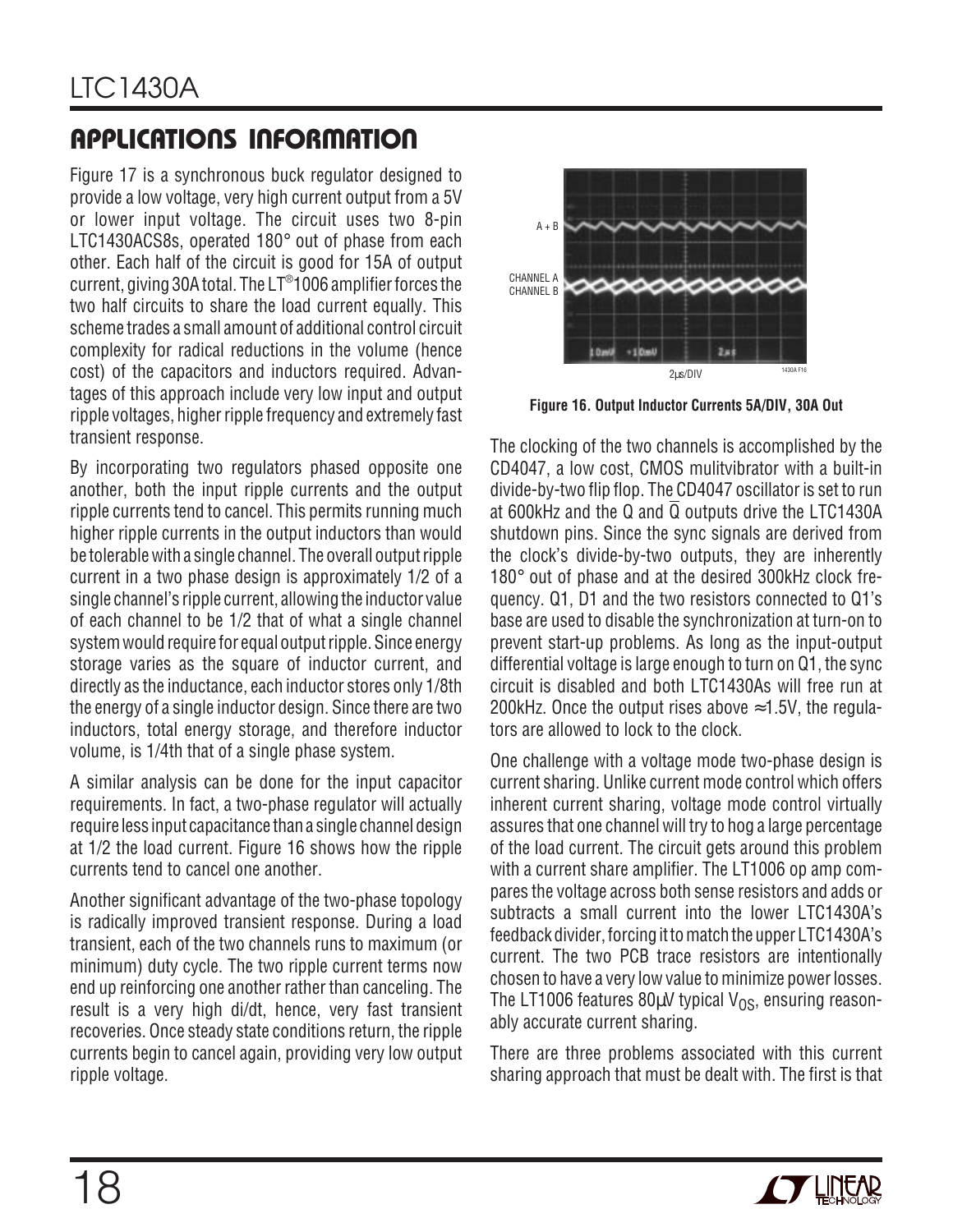## APPLICATIONS INFORMATION

Figure 17 is a synchronous buck regulator designed to provide a low voltage, very high current output from a 5V or lower input voltage. The circuit uses two 8-pin LTC1430ACS8s, operated 180° out of phase from each other. Each half of the circuit is good for 15A of output current, giving 30A total. The LT®1006 amplifier forces the two half circuits to share the load current equally. This scheme trades a small amount of additional control circuit complexity for radical reductions in the volume (hence cost) of the capacitors and inductors required. Advantages of this approach include very low input and output ripple voltages, higher ripple frequency and extremely fast transient response.

By incorporating two regulators phased opposite one another, both the input ripple currents and the output ripple currents tend to cancel. This permits running much higher ripple currents in the output inductors than would be tolerable with a single channel. The overall output ripple current in a two phase design is approximately 1/2 of a single channel's ripple current, allowing the inductor value of each channel to be 1/2 that of what a single channel system would require for equal output ripple. Since energy storage varies as the square of inductor current, and directly as the inductance, each inductor stores only 1/8th the energy of a single inductor design. Since there are two inductors, total energy storage, and therefore inductor volume, is 1/4th that of a single phase system.

A similar analysis can be done for the input capacitor requirements. In fact, a two-phase regulator will actually require less input capacitance than a single channel design at 1/2 the load current. Figure 16 shows how the ripple currents tend to cancel one another.

Another significant advantage of the two-phase topology is radically improved transient response. During a load transient, each of the two channels runs to maximum (or minimum) duty cycle. The two ripple current terms now end up reinforcing one another rather than canceling. The result is a very high di/dt, hence, very fast transient recoveries. Once steady state conditions return, the ripple currents begin to cancel again, providing very low output ripple voltage.

**Figure 16. Output Inductor Currents 5A/DIV, 30A Out**

The clocking of the two channels is accomplished by the CD4047, a low cost, CMOS mulitvibrator with a built-in divide-by-two flip flop. The CD4047 oscillator is set to run at 600kHz and the Q and $\overline{Q}$ outputs drive the LTC1430A shutdown pins. Since the sync signals are derived from the clock's divide-by-two outputs, they are inherently 180° out of phase and at the desired 300kHz clock frequency. Q1, D1 and the two resistors connected to Q1's base are used to disable the synchronization at turn-on to prevent start-up problems. As long as the input-output differential voltage is large enough to turn on Q1, the sync circuit is disabled and both LTC1430As will free run at 200kHz. Once the output rises above ≈1.5V, the regulators are allowed to lock to the clock.

One challenge with a voltage mode two-phase design is current sharing. Unlike current mode control which offers inherent current sharing, voltage mode control virtually assures that one channel will try to hog a large percentage of the load current. The circuit gets around this problem with a current share amplifier. The LT1006 op amp compares the voltage across both sense resistors and adds or subtracts a small current into the lower LTC1430A's feedback divider, forcing it to match the upper LTC1430A's current. The two PCB trace resistors are intentionally chosen to have a very low value to minimize power losses. The LT1006 features 80µV typical $V_{OS}$, ensuring reasonably accurate current sharing.

There are three problems associated with this current sharing approach that must be dealt with. The first is that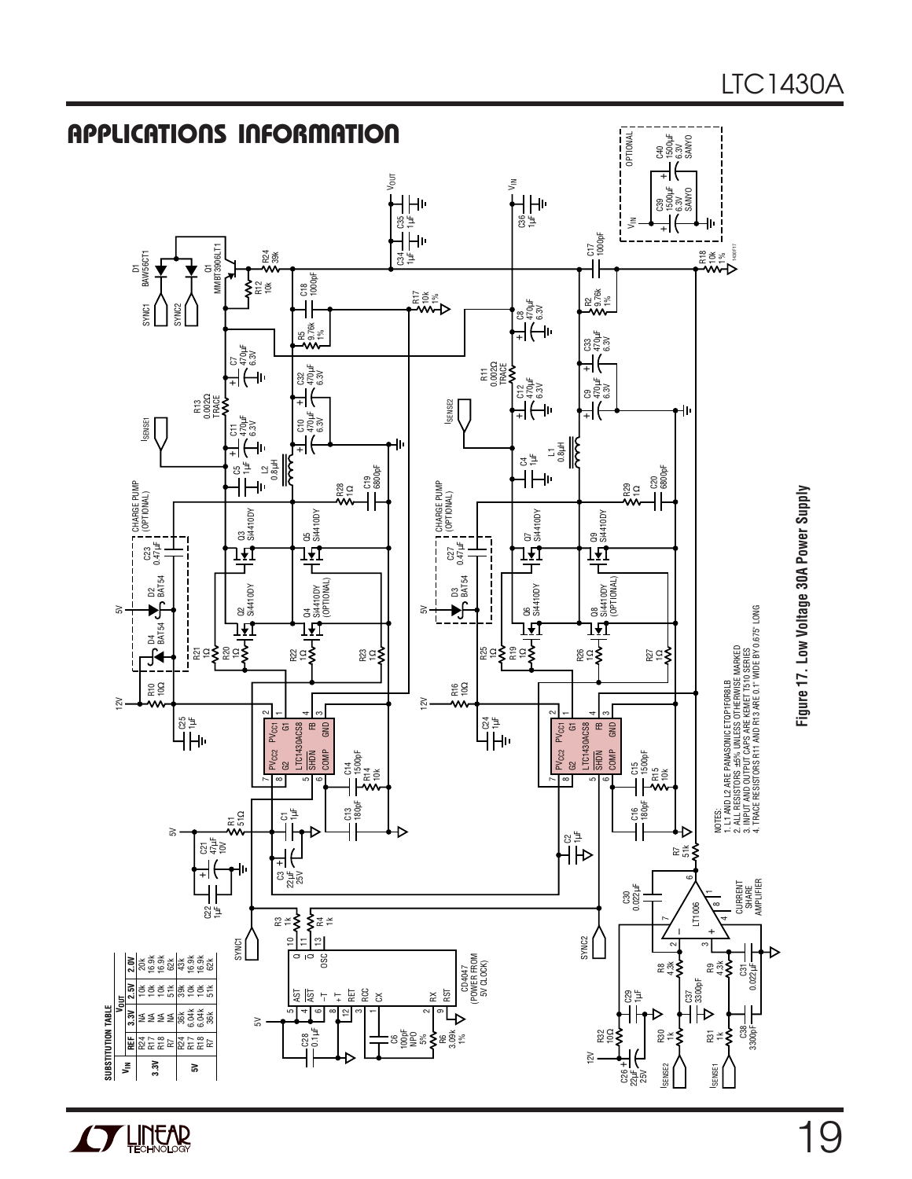## APPLICATIONS INFORMATION

**SUBSTITUTION TABLE**

| $V_{IN}$ | REF | 3.3V | 2.5V | 2.0V |
|---|---|---|---|---|
| 3.3V | R24 | NA | 10k | 20k |
| | R17 | NA | 10k | 16.9k |
| | R18 | NA | 10k | 16.9k |
| | R7 | NA | 51k | 62k |
| 5V | R24 | 36k | 39k | 43k |
| | R17 | 6.04k | 10k | 16.9k |
| | R18 | 6.04k | 10k | 16.9k |
| | R7 | 36k | 51k | 62k |

NOTES:
1. L1 AND L2 ARE PANASONIC ETQP1F0R8LB
2. ALL RESISTORS ±5% UNLESS OTHERWISE MARKED
3. INPUT AND OUTPUT CAPS ARE KEMET T510 SERIES
4. TRACE RESISTORS R11 AND R13 ARE 0.1" WIDE BY 0.675" LONG

**Figure 17. Low Voltage 30A Power Supply**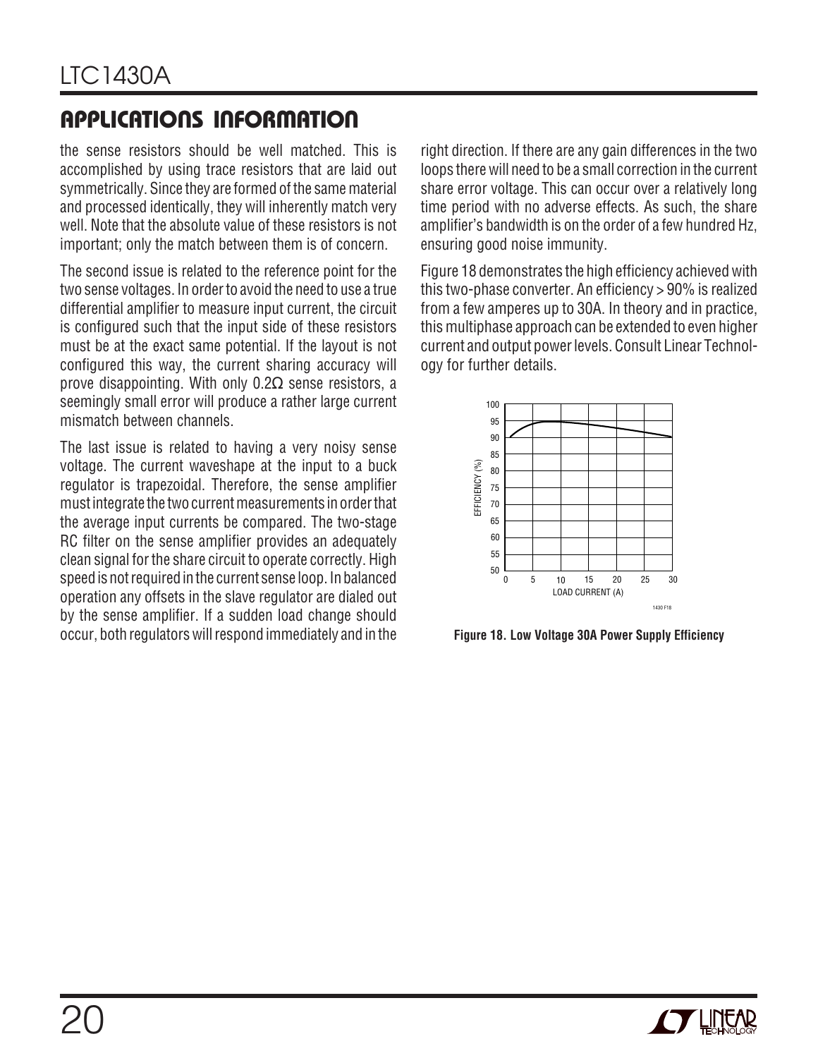## APPLICATIONS INFORMATION

the sense resistors should be well matched. This is accomplished by using trace resistors that are laid out symmetrically. Since they are formed of the same material and processed identically, they will inherently match very well. Note that the absolute value of these resistors is not important; only the match between them is of concern.

The second issue is related to the reference point for the two sense voltages. In order to avoid the need to use a true differential amplifier to measure input current, the circuit is configured such that the input side of these resistors must be at the exact same potential. If the layout is not configured this way, the current sharing accuracy will prove disappointing. With only 0.2Ω sense resistors, a seemingly small error will produce a rather large current mismatch between channels.

The last issue is related to having a very noisy sense voltage. The current waveshape at the input to a buck regulator is trapezoidal. Therefore, the sense amplifier must integrate the two current measurements in order that the average input currents be compared. The two-stage RC filter on the sense amplifier provides an adequately clean signal for the share circuit to operate correctly. High speed is not required in the current sense loop. In balanced operation any offsets in the slave regulator are dialed out by the sense amplifier. If a sudden load change should occur, both regulators will respond immediately and in the right direction. If there are any gain differences in the two loops there will need to be a small correction in the current share error voltage. This can occur over a relatively long time period with no adverse effects. As such, the share amplifier's bandwidth is on the order of a few hundred Hz, ensuring good noise immunity.

Figure 18 demonstrates the high efficiency achieved with this two-phase converter. An efficiency > 90% is realized from a few amperes up to 30A. In theory and in practice, this multiphase approach can be extended to even higher current and output power levels. Consult Linear Technology for further details.

**Figure 18. Low Voltage 30A Power Supply Efficiency**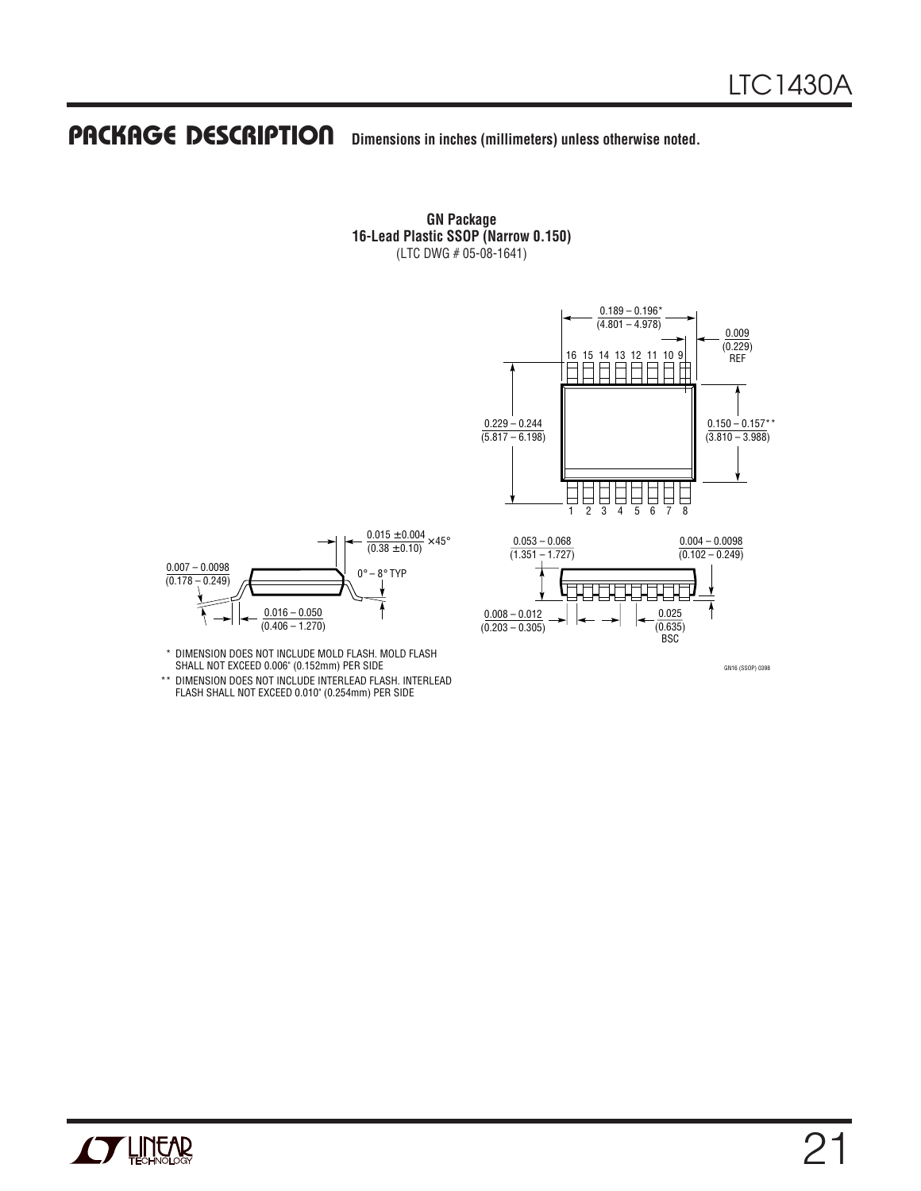## PACKAGE DESCRIPTION

**Dimensions in inches (millimeters) unless otherwise noted.**

**GN Package**
**16-Lead Plastic SSOP (Narrow 0.150)**
(LTC DWG # 05-08-1641)

0.189 – 0.196*
(4.801 – 4.978)

0.009
(0.229)
REF

16 15 14 13 12 11 10 9

0.229 – 0.244
(5.817 – 6.198)

0.150 – 0.157**
(3.810 – 3.988)

1 2 3 4 5 6 7 8

0.015 ±0.004
(0.38 ±0.10)
× 45°

0.007 – 0.0098
(0.178 – 0.249)

0° – 8° TYP

0.016 – 0.050
(0.406 – 1.270)

0.053 – 0.068
(1.351 – 1.727)

0.004 – 0.0098
(0.102 – 0.249)

0.008 – 0.012
(0.203 – 0.305)

0.025
(0.635)
BSC

\* DIMENSION DOES NOT INCLUDE MOLD FLASH. MOLD FLASH SHALL NOT EXCEED 0.006" (0.152mm) PER SIDE

\*\* DIMENSION DOES NOT INCLUDE INTERLEAD FLASH. INTERLEAD FLASH SHALL NOT EXCEED 0.010" (0.254mm) PER SIDE

GN16 (SSOP) 0398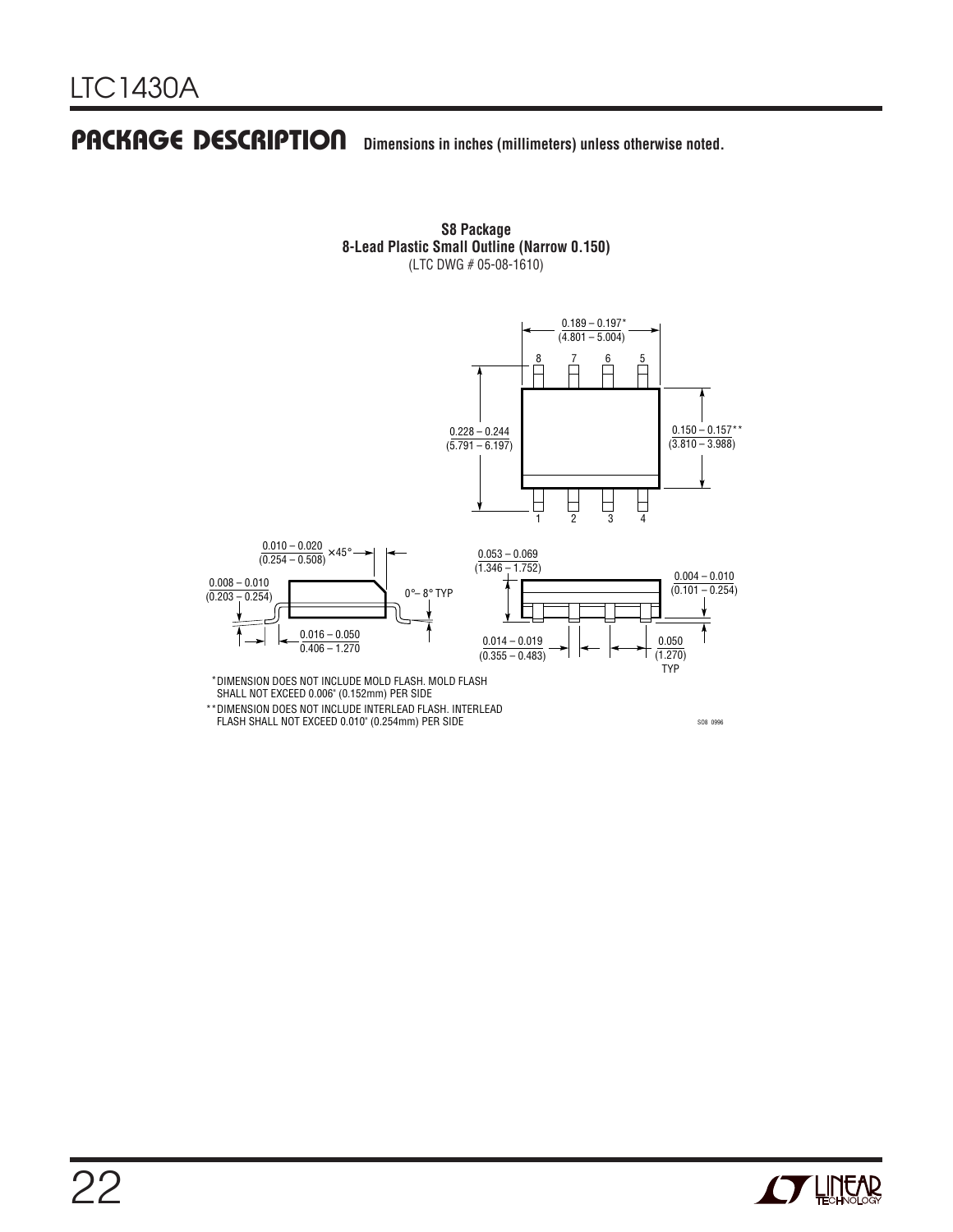## PACKAGE DESCRIPTION

Dimensions in inches (millimeters) unless otherwise noted.

**S8 Package**
**8-Lead Plastic Small Outline (Narrow 0.150)**
(LTC DWG # 05-08-1610)

0.189 – 0.197*
(4.801 – 5.004)

8 7 6 5

0.228 – 0.244
(5.791 – 6.197)

0.150 – 0.157**
(3.810 – 3.988)

1 2 3 4

0.010 – 0.020
(0.254 – 0.508) × 45°

0.008 – 0.010
(0.203 – 0.254)

0°– 8° TYP

0.016 – 0.050
0.406 – 1.270

0.053 – 0.069
(1.346 – 1.752)

0.004 – 0.010
(0.101 – 0.254)

0.014 – 0.019
(0.355 – 0.483)

0.050
(1.270)
TYP

*DIMENSION DOES NOT INCLUDE MOLD FLASH. MOLD FLASH SHALL NOT EXCEED 0.006" (0.152mm) PER SIDE

**DIMENSION DOES NOT INCLUDE INTERLEAD FLASH. INTERLEAD FLASH SHALL NOT EXCEED 0.010" (0.254mm) PER SIDE

SO8 0996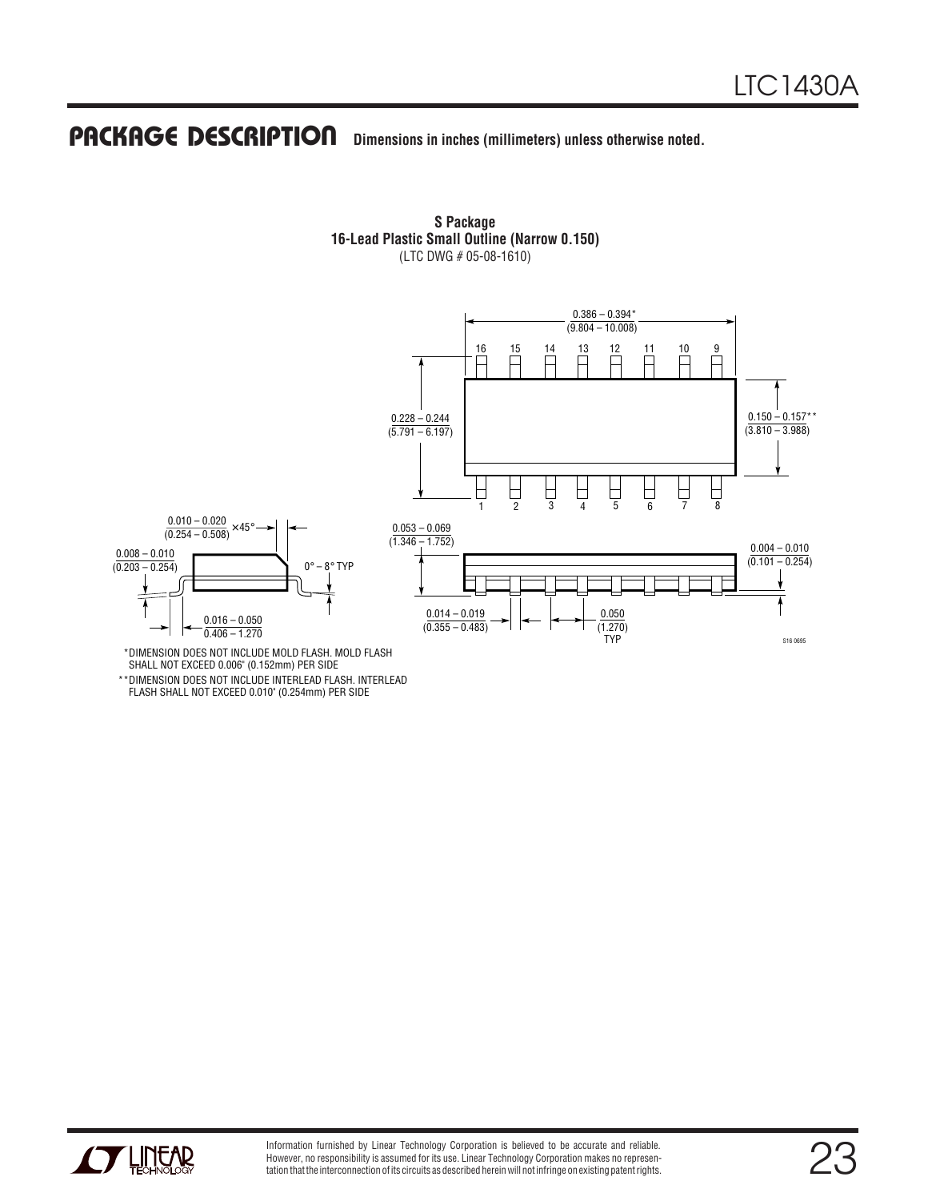## PACKAGE DESCRIPTION

Dimensions in inches (millimeters) unless otherwise noted.

**S Package**
**16-Lead Plastic Small Outline (Narrow 0.150)**
(LTC DWG # 05-08-1610)

0.386 – 0.394*
(9.804 – 10.008)

16 15 14 13 12 11 10 9

0.228 – 0.244
(5.791 – 6.197)

0.150 – 0.157**
(3.810 – 3.988)

1 2 3 4 5 6 7 8

0.010 – 0.020
(0.254 – 0.508) × 45°

0.008 – 0.010
(0.203 – 0.254)

0° – 8° TYP

0.016 – 0.050
0.406 – 1.270

0.053 – 0.069
(1.346 – 1.752)

0.004 – 0.010
(0.101 – 0.254)

0.014 – 0.019
(0.355 – 0.483)

0.050
(1.270)
TYP

S16 0695

*DIMENSION DOES NOT INCLUDE MOLD FLASH. MOLD FLASH SHALL NOT EXCEED 0.006" (0.152mm) PER SIDE

**DIMENSION DOES NOT INCLUDE INTERLEAD FLASH. INTERLEAD FLASH SHALL NOT EXCEED 0.010" (0.254mm) PER SIDE

Information furnished by Linear Technology Corporation is believed to be accurate and reliable. However, no responsibility is assumed for its use. Linear Technology Corporation makes no representation that the interconnection of its circuits as described herein will not infringe on existing patent rights.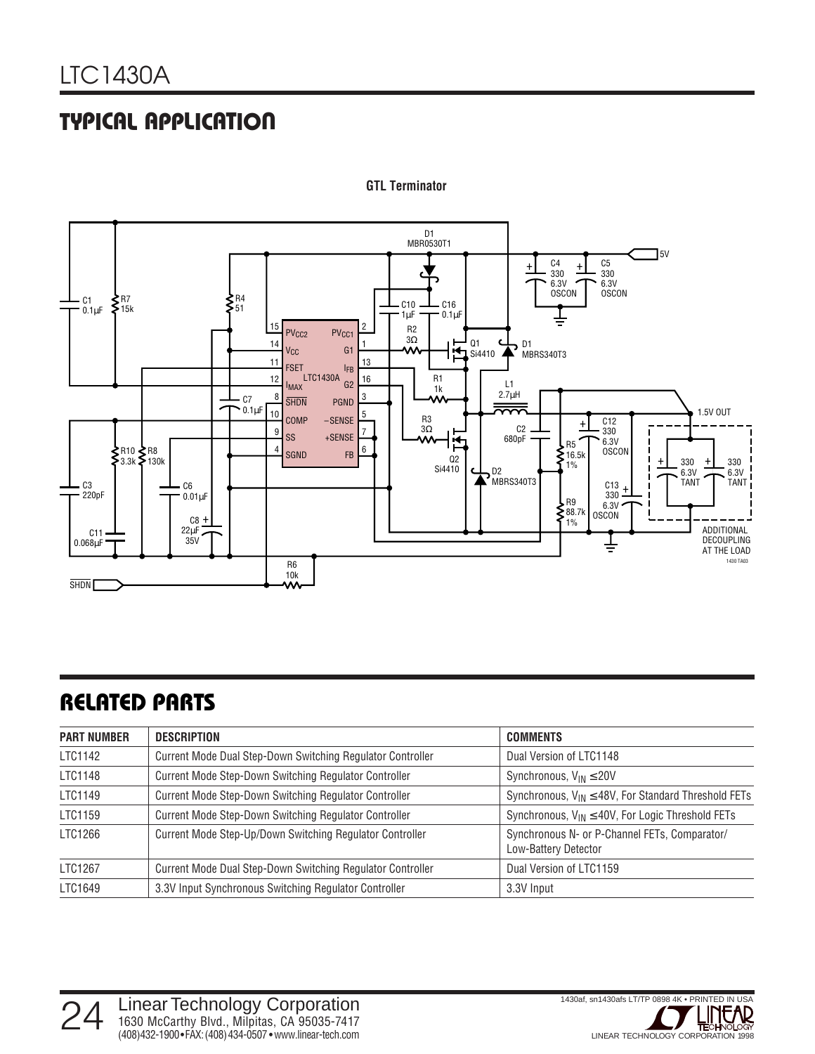## TYPICAL APPLICATION

**GTL Terminator**

D1
MBR0530T1
5V
C4
330
6.3V
OSCON
C5
330
6.3V
OSCON
C1
0.1µF
R7
15k
R4
51
15
14
11
12
8
10
9
4
$PV_{CC2}$
$V_{CC}$
FSET
$I_{MAX}$
$\overline{SHDN}$
COMP
SS
SGND
LTC1430A
$PV_{CC1}$
G1
$I_{FB}$
G2
PGND
−SENSE
+SENSE
FB
2
1
13
16
3
5
7
6
C10
1µF
C16
0.1µF
R2
3Ω
Q1
Si4410
D1
MBRS340T3
R1
1k
L1
2.7µH
1.5V OUT
C7
0.1µF
R3
3Ω
Q2
Si4410
D2
MBRS340T3
C2
680pF
R5
16.5k
1%
C12
330
6.3V
OSCON
330
6.3V
TANT
330
6.3V
TANT
R10
3.3k
R8
130k
C3
220pF
C6
0.01µF
C13
330
6.3V
OSCON
R9
88.7k
1%
C8
22µF
35V
C11
0.068µF
ADDITIONAL
DECOUPLING
AT THE LOAD
R6
10k
$\overline{SHDN}$
1430 TA03

## RELATED PARTS

| PART NUMBER | DESCRIPTION | COMMENTS |
|---|---|---|
| LTC1142 | Current Mode Dual Step-Down Switching Regulator Controller | Dual Version of LTC1148 |
| LTC1148 | Current Mode Step-Down Switching Regulator Controller | Synchronous, $V_{IN} \leq 20V$ |
| LTC1149 | Current Mode Step-Down Switching Regulator Controller | Synchronous, $V_{IN} \leq 48V$, For Standard Threshold FETs |
| LTC1159 | Current Mode Step-Down Switching Regulator Controller | Synchronous, $V_{IN} \leq 40V$, For Logic Threshold FETs |
| LTC1266 | Current Mode Step-Up/Down Switching Regulator Controller | Synchronous N- or P-Channel FETs, Comparator/ Low-Battery Detector |
| LTC1267 | Current Mode Dual Step-Down Switching Regulator Controller | Dual Version of LTC1159 |
| LTC1649 | 3.3V Input Synchronous Switching Regulator Controller | 3.3V Input |

Linear Technology Corporation
1630 McCarthy Blvd., Milpitas, CA 95035-7417
(408)432-1900 • FAX: (408) 434-0507 • www.linear-tech.com

1430af, sn1430afs LT/TP 0898 4K • PRINTED IN USA
LINEAR TECHNOLOGY CORPORATION 1998